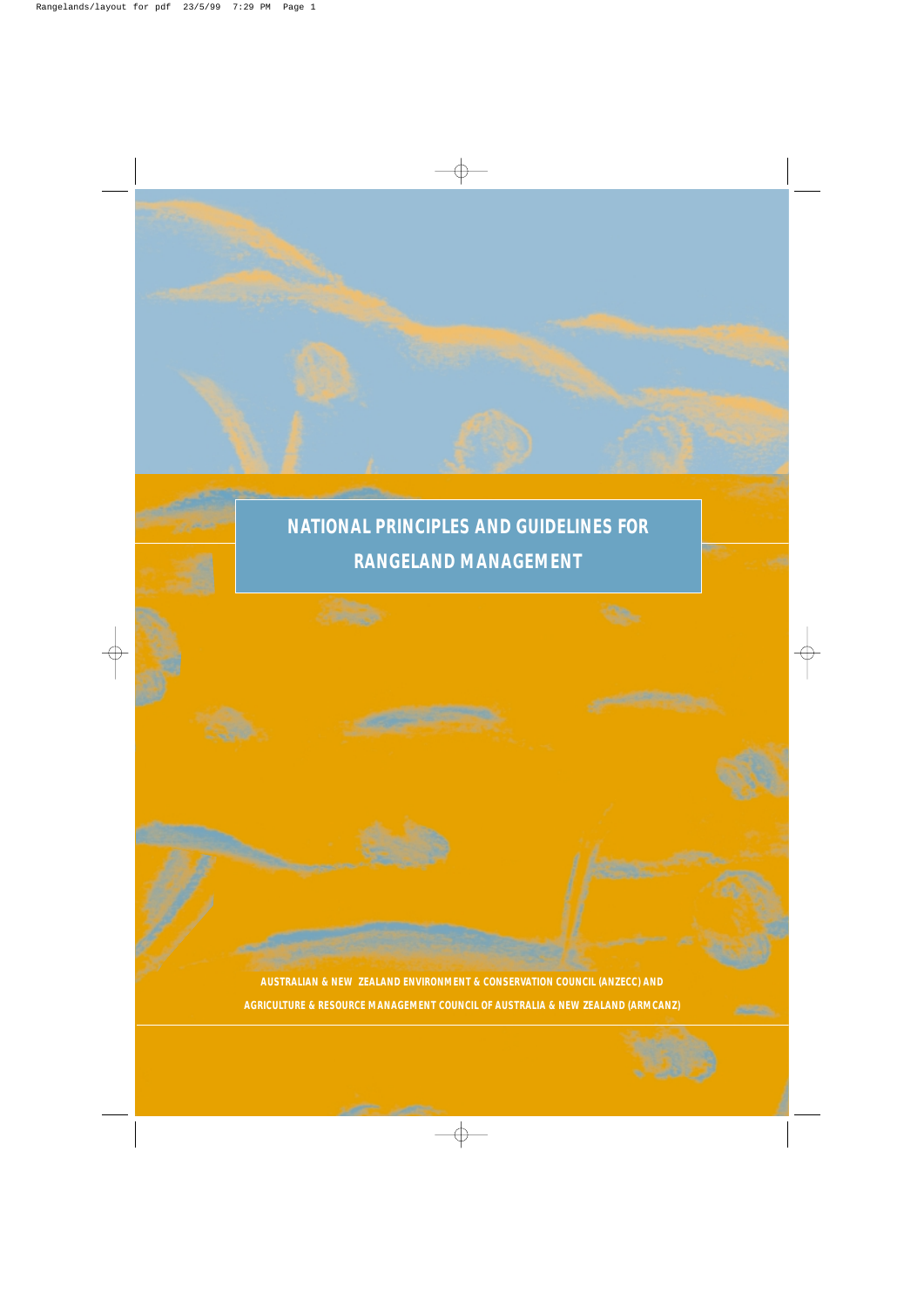# NATIONAL PRINCIPLES AND GUIDELINES FOR RANGELAND MANAGEMENT

AUSTRALIAN & NEW ZEALAND ENVIRONMENT & CONSERVATION COUNCIL (ANZECC) AND

AGRICULTURE & RESOURCE MANAGEMENT COUNCIL OF AUSTRALIA & NEW ZEALAND (ARMCANZ)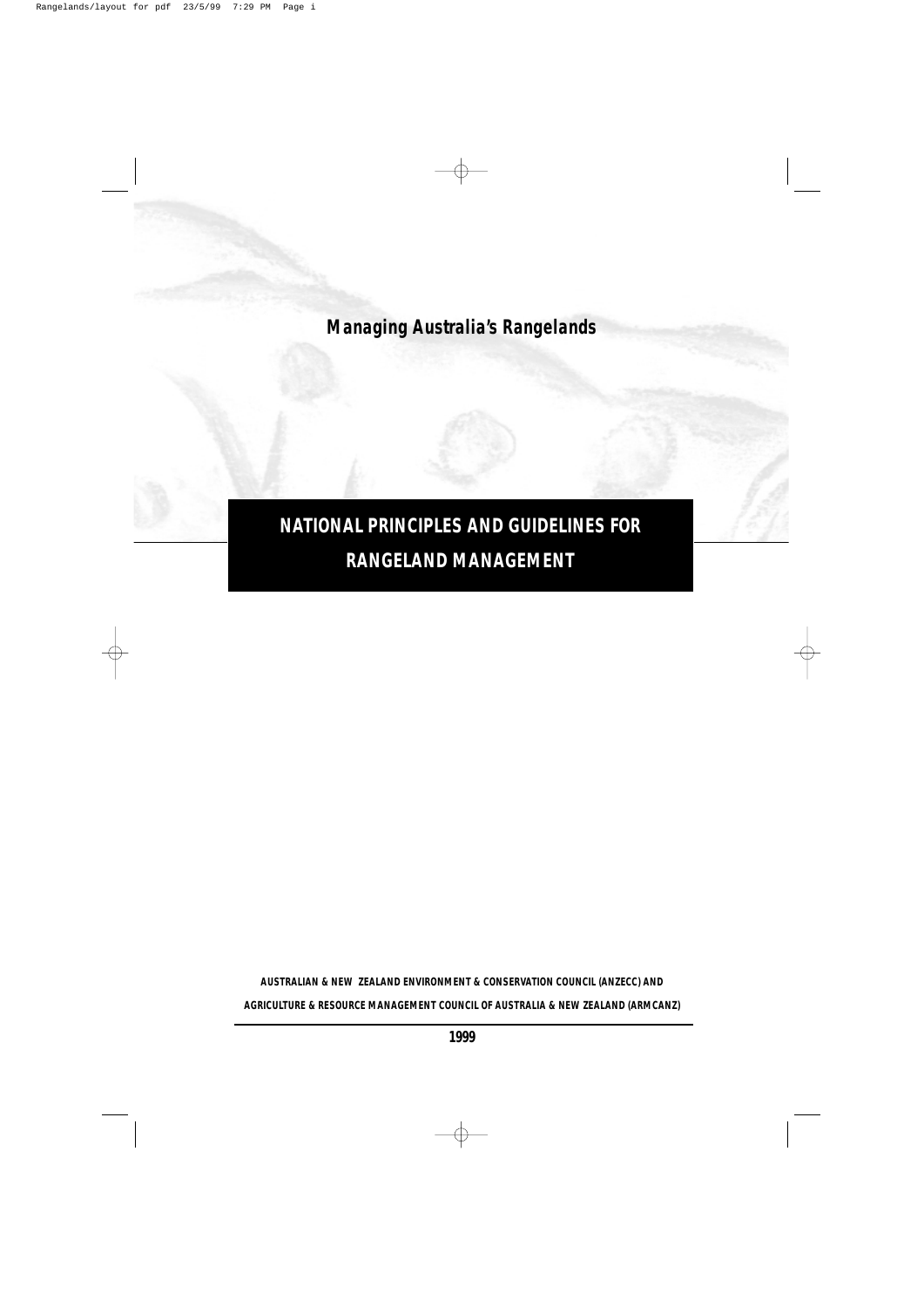**Managing Australia's Rangelands**

# NATIONAL PRINCIPLES AND GUIDELINES FOR RANGELAND MANAGEMENT

**AUSTRALIAN & NEW ZEALAND ENVIRONMENT & CONSERVATION COUNCIL (ANZECC) AND**

**AGRICULTURE & RESOURCE MANAGEMENT COUNCIL OF AUSTRALIA & NEW ZEALAND (ARMCANZ)**

**1999**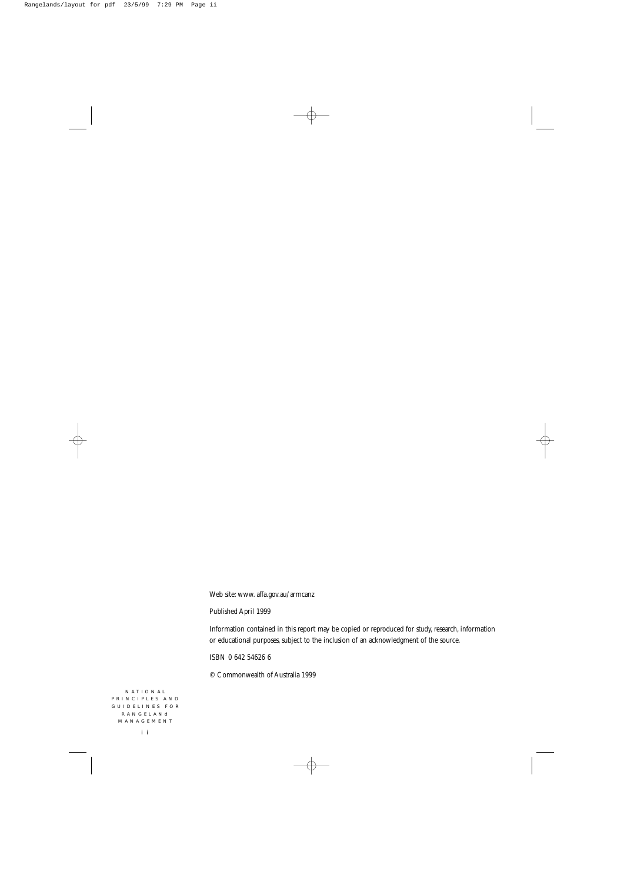Web site: www. affa.gov.au/armcanz

Published April 1999

Information contained in this report may be copied or reproduced for study, research, information or educational purposes, subject to the inclusion of an acknowledgment of the source.

ISBN 0 642 54626 6

© Commonwealth of Australia 1999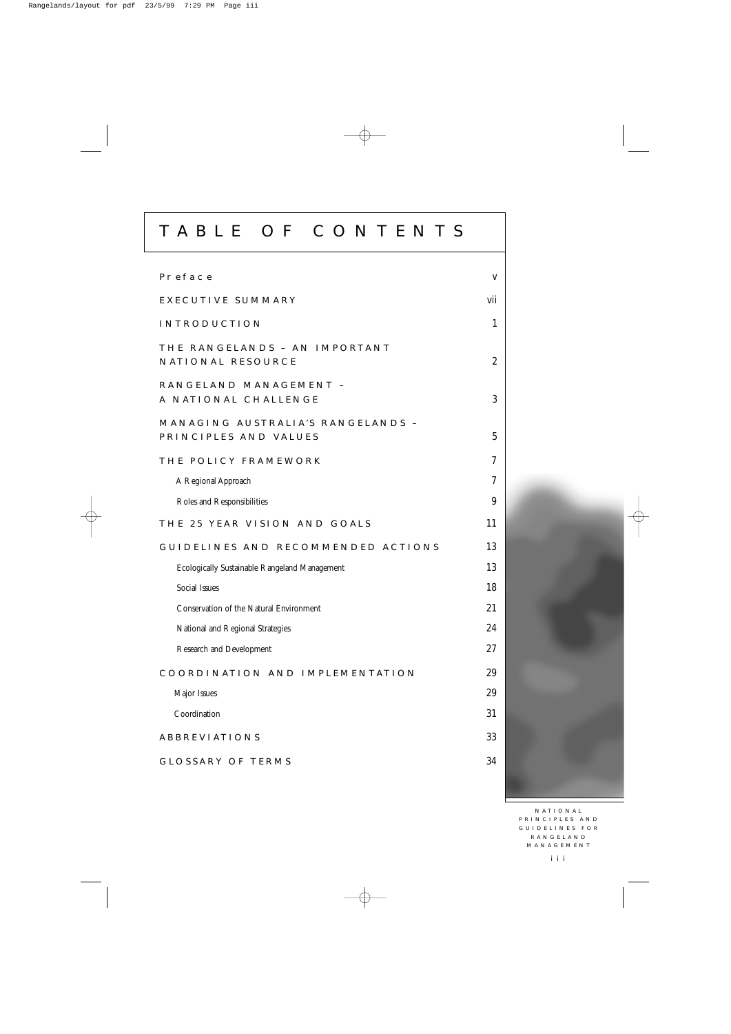# TABLE OF CONTENTS

| | |
|---|---|
| Preface | v |
| EXECUTIVE SUMMARY | vii |
| INTRODUCTION | 1 |
| THE RANGELANDS – AN IMPORTANT NATIONAL RESOURCE | 2 |
| RANGELAND MANAGEMENT – A NATIONAL CHALLENGE | 3 |
| MANAGING AUSTRALIA'S RANGELANDS – PRINCIPLES AND VALUES | 5 |
| THE POLICY FRAMEWORK | 7 |
| A Regional Approach | 7 |
| Roles and Responsibilities | 9 |
| THE 25 YEAR VISION AND GOALS | 11 |
| GUIDELINES AND RECOMMENDED ACTIONS | 13 |
| Ecologically Sustainable Rangeland Management | 13 |
| Social Issues | 18 |
| Conservation of the Natural Environment | 21 |
| National and Regional Strategies | 24 |
| Research and Development | 27 |
| COORDINATION AND IMPLEMENTATION | 29 |
| Major Issues | 29 |
| Coordination | 31 |
| ABBREVIATIONS | 33 |
| GLOSSARY OF TERMS | 34 |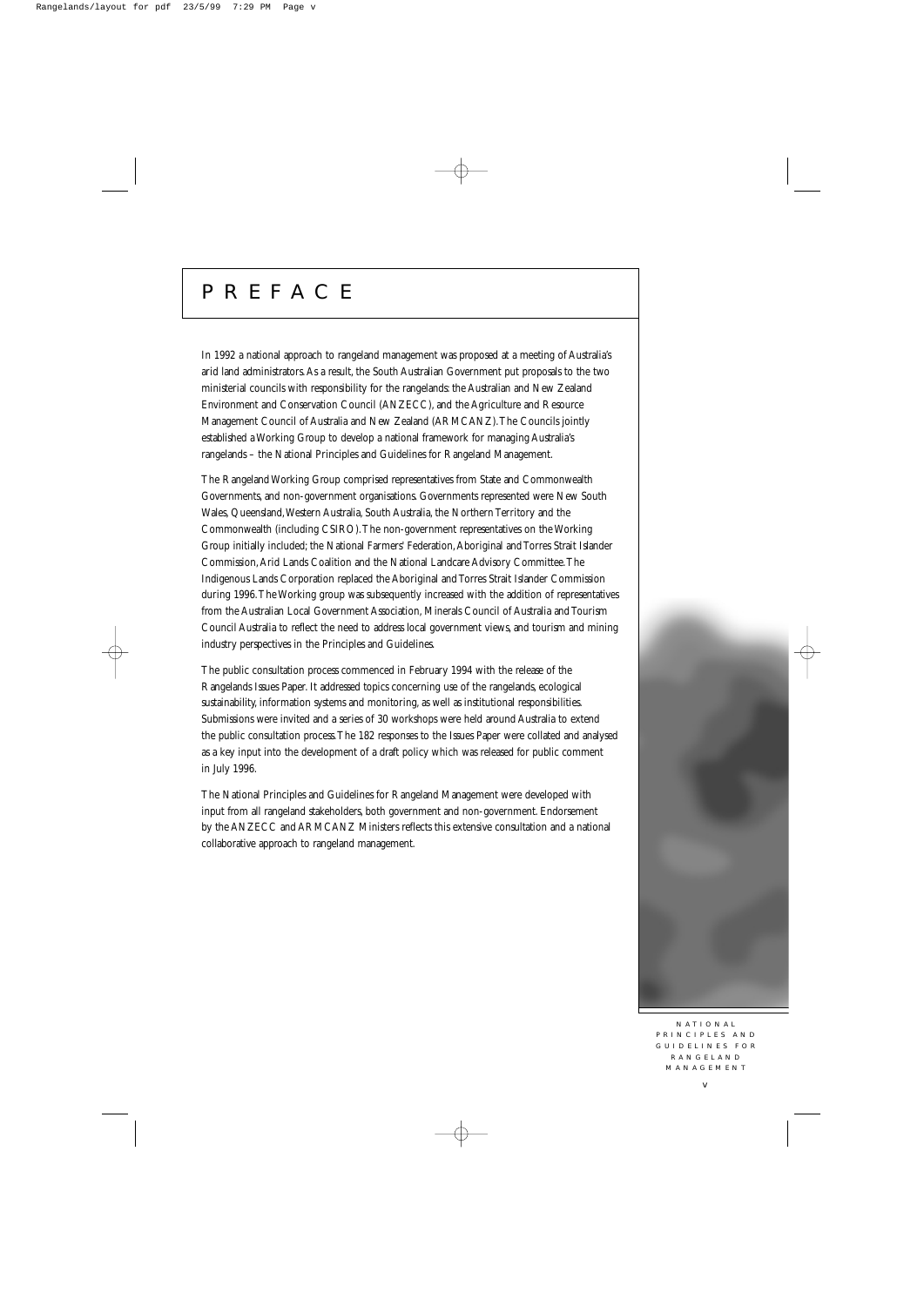# PREFACE

In 1992 a national approach to rangeland management was proposed at a meeting of Australia's arid land administrators. As a result, the South Australian Government put proposals to the two ministerial councils with responsibility for the rangelands: the Australian and New Zealand Environment and Conservation Council (ANZECC), and the Agriculture and Resource Management Council of Australia and New Zealand (ARMCANZ). The Councils jointly established a Working Group to develop a national framework for managing Australia's rangelands – the National Principles and Guidelines for Rangeland Management.

The Rangeland Working Group comprised representatives from State and Commonwealth Governments, and non-government organisations. Governments represented were New South Wales, Queensland, Western Australia, South Australia, the Northern Territory and the Commonwealth (including CSIRO). The non-government representatives on the Working Group initially included; the National Farmers' Federation, Aboriginal and Torres Strait Islander Commission, Arid Lands Coalition and the National Landcare Advisory Committee. The Indigenous Lands Corporation replaced the Aboriginal and Torres Strait Islander Commission during 1996. The Working group was subsequently increased with the addition of representatives from the Australian Local Government Association, Minerals Council of Australia and Tourism Council Australia to reflect the need to address local government views, and tourism and mining industry perspectives in the Principles and Guidelines.

The public consultation process commenced in February 1994 with the release of the Rangelands Issues Paper. It addressed topics concerning use of the rangelands, ecological sustainability, information systems and monitoring, as well as institutional responsibilities. Submissions were invited and a series of 30 workshops were held around Australia to extend the public consultation process. The 182 responses to the Issues Paper were collated and analysed as a key input into the development of a draft policy which was released for public comment in July 1996.

The National Principles and Guidelines for Rangeland Management were developed with input from all rangeland stakeholders, both government and non-government. Endorsement by the ANZECC and ARMCANZ Ministers reflects this extensive consultation and a national collaborative approach to rangeland management.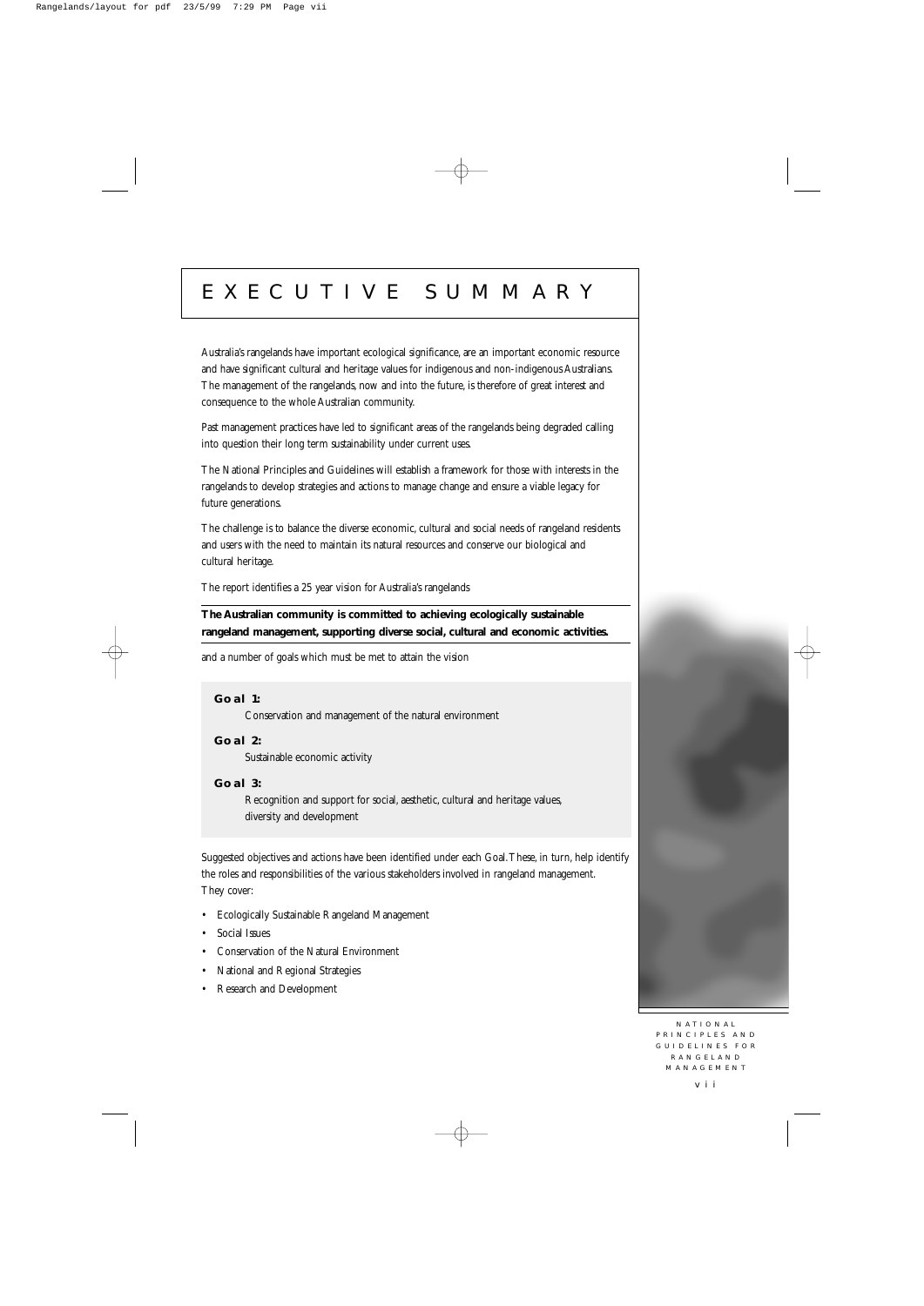# EXECUTIVE SUMMARY

Australia's rangelands have important ecological significance, are an important economic resource and have significant cultural and heritage values for indigenous and non-indigenous Australians. The management of the rangelands, now and into the future, is therefore of great interest and consequence to the whole Australian community.

Past management practices have led to significant areas of the rangelands being degraded calling into question their long term sustainability under current uses.

The National Principles and Guidelines will establish a framework for those with interests in the rangelands to develop strategies and actions to manage change and ensure a viable legacy for future generations.

The challenge is to balance the diverse economic, cultural and social needs of rangeland residents and users with the need to maintain its natural resources and conserve our biological and cultural heritage.

The report identifies a 25 year vision for Australia's rangelands

**The Australian community is committed to achieving ecologically sustainable rangeland management, supporting diverse social, cultural and economic activities.**

and a number of goals which must be met to attain the vision

**Goal 1:**
Conservation and management of the natural environment

**Goal 2:**
Sustainable economic activity

**Goal 3:**
Recognition and support for social, aesthetic, cultural and heritage values, diversity and development

Suggested objectives and actions have been identified under each Goal. These, in turn, help identify the roles and responsibilities of the various stakeholders involved in rangeland management. They cover:

- Ecologically Sustainable Rangeland Management
- Social Issues
- Conservation of the Natural Environment
- National and Regional Strategies
- Research and Development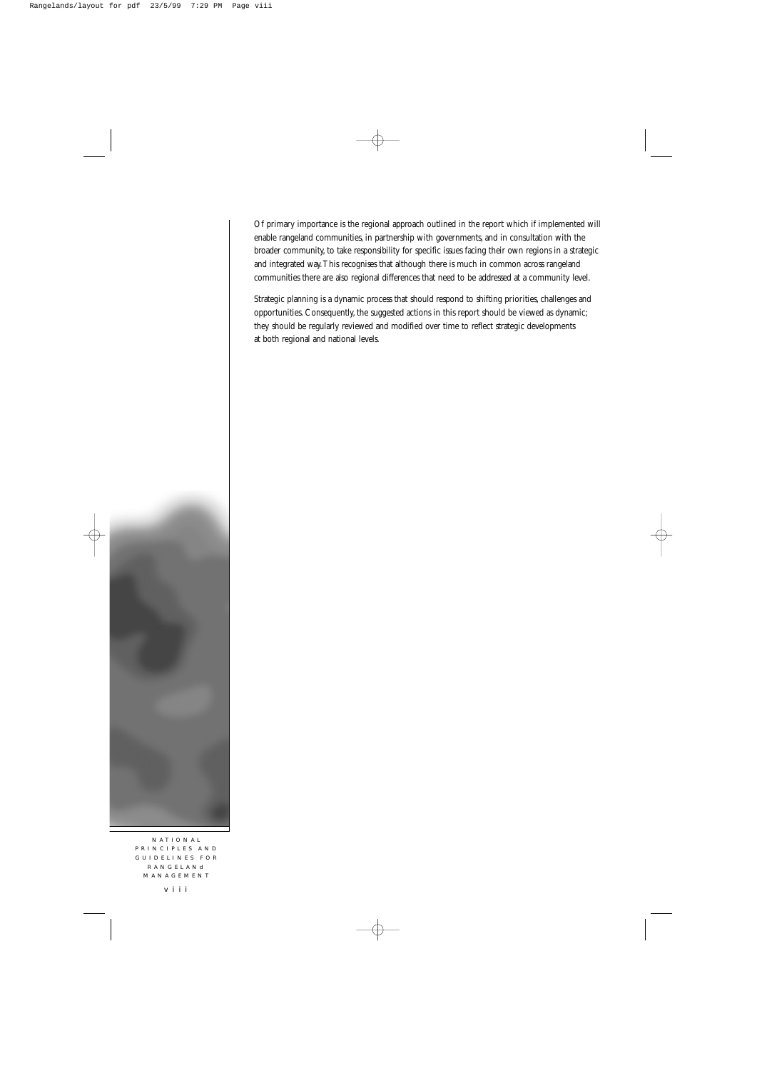Of primary importance is the regional approach outlined in the report which if implemented will enable rangeland communities, in partnership with governments, and in consultation with the broader community, to take responsibility for specific issues facing their own regions in a strategic and integrated way. This recognises that although there is much in common across rangeland communities there are also regional differences that need to be addressed at a community level.

Strategic planning is a dynamic process that should respond to shifting priorities, challenges and opportunities. Consequently, the suggested actions in this report should be viewed as dynamic; they should be regularly reviewed and modified over time to reflect strategic developments at both regional and national levels.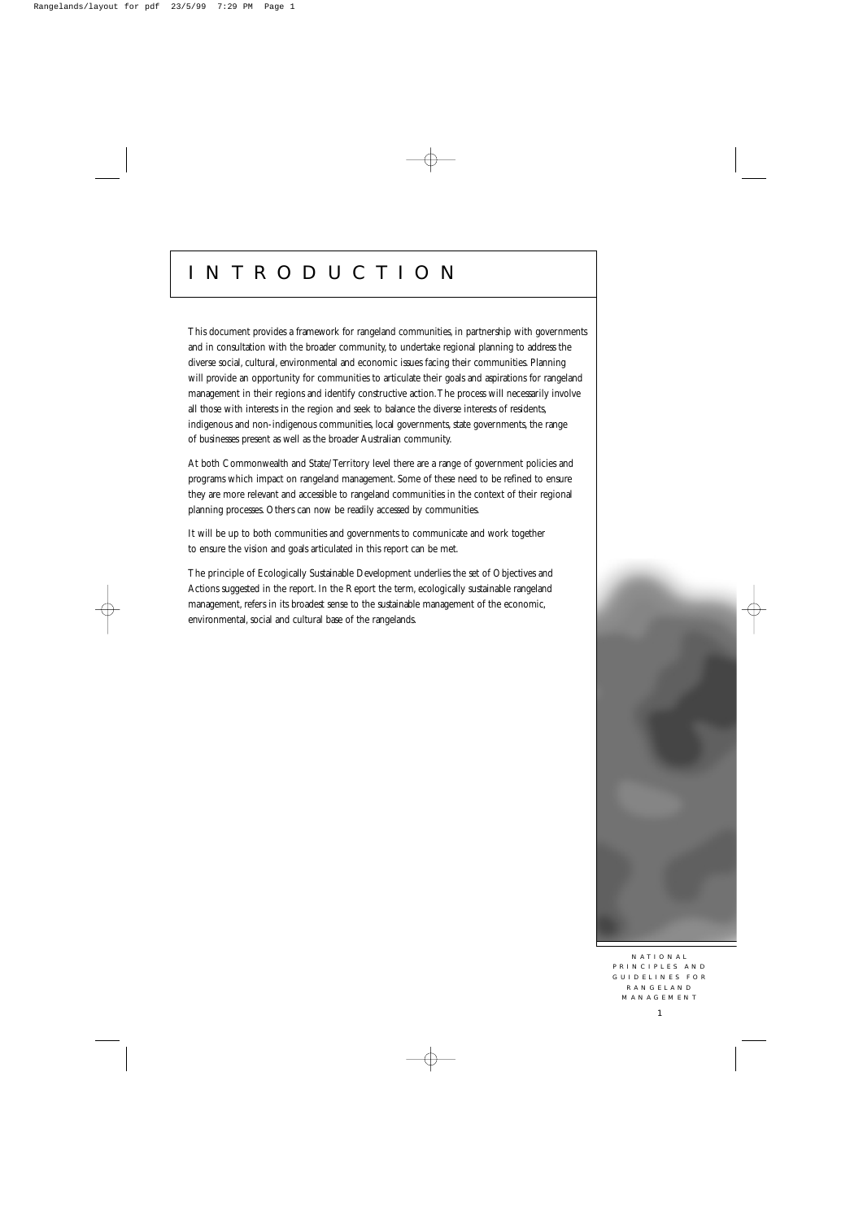# INTRODUCTION

This document provides a framework for rangeland communities, in partnership with governments and in consultation with the broader community, to undertake regional planning to address the diverse social, cultural, environmental and economic issues facing their communities. Planning will provide an opportunity for communities to articulate their goals and aspirations for rangeland management in their regions and identify constructive action. The process will necessarily involve all those with interests in the region and seek to balance the diverse interests of residents, indigenous and non-indigenous communities, local governments, state governments, the range of businesses present as well as the broader Australian community.

At both Commonwealth and State/Territory level there are a range of government policies and programs which impact on rangeland management. Some of these need to be refined to ensure they are more relevant and accessible to rangeland communities in the context of their regional planning processes. Others can now be readily accessed by communities.

It will be up to both communities and governments to communicate and work together to ensure the vision and goals articulated in this report can be met.

The principle of Ecologically Sustainable Development underlies the set of Objectives and Actions suggested in the report. In the Report the term, ecologically sustainable rangeland management, refers in its broadest sense to the sustainable management of the economic, environmental, social and cultural base of the rangelands.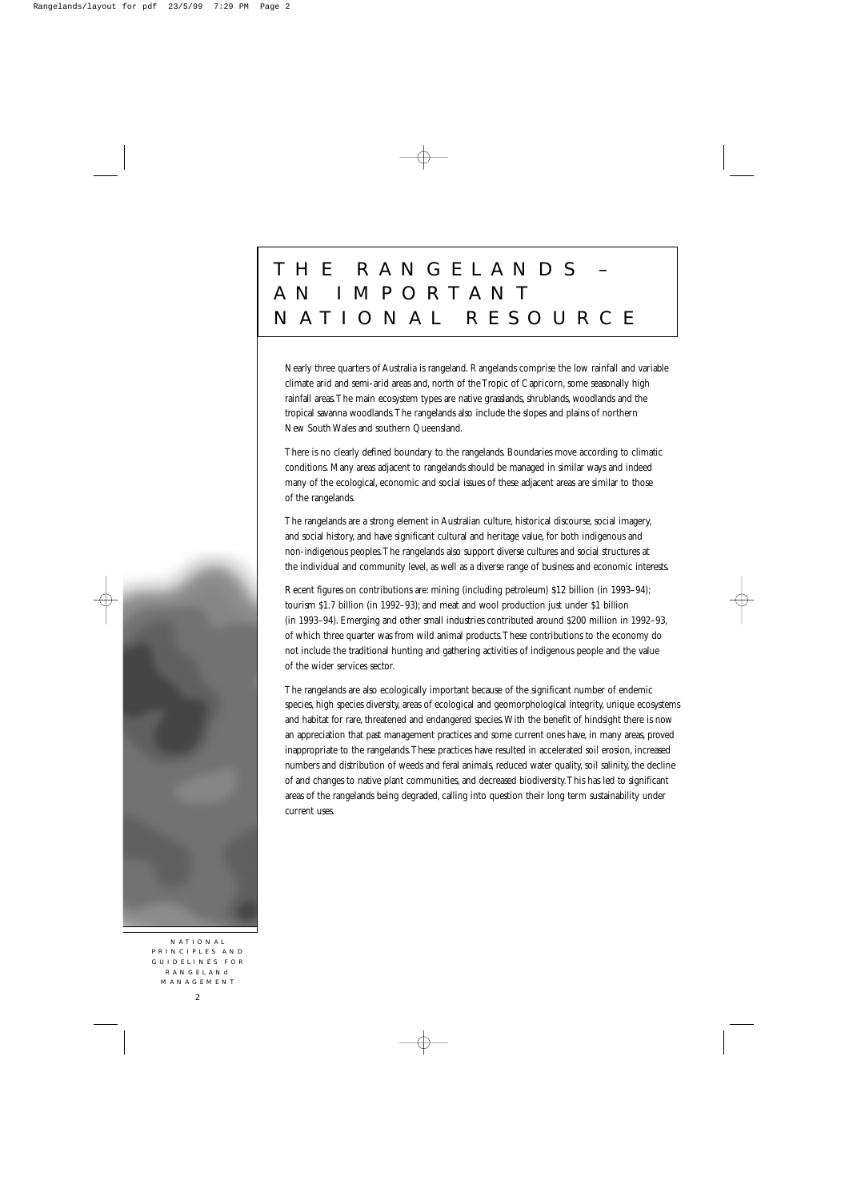# THE RANGELANDS – AN IMPORTANT NATIONAL RESOURCE

Nearly three quarters of Australia is rangeland. Rangelands comprise the low rainfall and variable climate arid and semi-arid areas and, north of the Tropic of Capricorn, some seasonally high rainfall areas. The main ecosystem types are native grasslands, shrublands, woodlands and the tropical savanna woodlands. The rangelands also include the slopes and plains of northern New South Wales and southern Queensland.

There is no clearly defined boundary to the rangelands. Boundaries move according to climatic conditions. Many areas adjacent to rangelands should be managed in similar ways and indeed many of the ecological, economic and social issues of these adjacent areas are similar to those of the rangelands.

The rangelands are a strong element in Australian culture, historical discourse, social imagery, and social history, and have significant cultural and heritage value, for both indigenous and non-indigenous peoples. The rangelands also support diverse cultures and social structures at the individual and community level, as well as a diverse range of business and economic interests.

Recent figures on contributions are: mining (including petroleum) $12 billion (in 1993–94); tourism $1.7 billion (in 1992–93); and meat and wool production just under $1 billion (in 1993–94). Emerging and other small industries contributed around $200 million in 1992–93, of which three quarter was from wild animal products. These contributions to the economy do not include the traditional hunting and gathering activities of indigenous people and the value of the wider services sector.

The rangelands are also ecologically important because of the significant number of endemic species, high species diversity, areas of ecological and geomorphological integrity, unique ecosystems and habitat for rare, threatened and endangered species. With the benefit of hindsight there is now an appreciation that past management practices and some current ones have, in many areas, proved inappropriate to the rangelands. These practices have resulted in accelerated soil erosion, increased numbers and distribution of weeds and feral animals, reduced water quality, soil salinity, the decline of and changes to native plant communities, and decreased biodiversity. This has led to significant areas of the rangelands being degraded, calling into question their long term sustainability under current uses.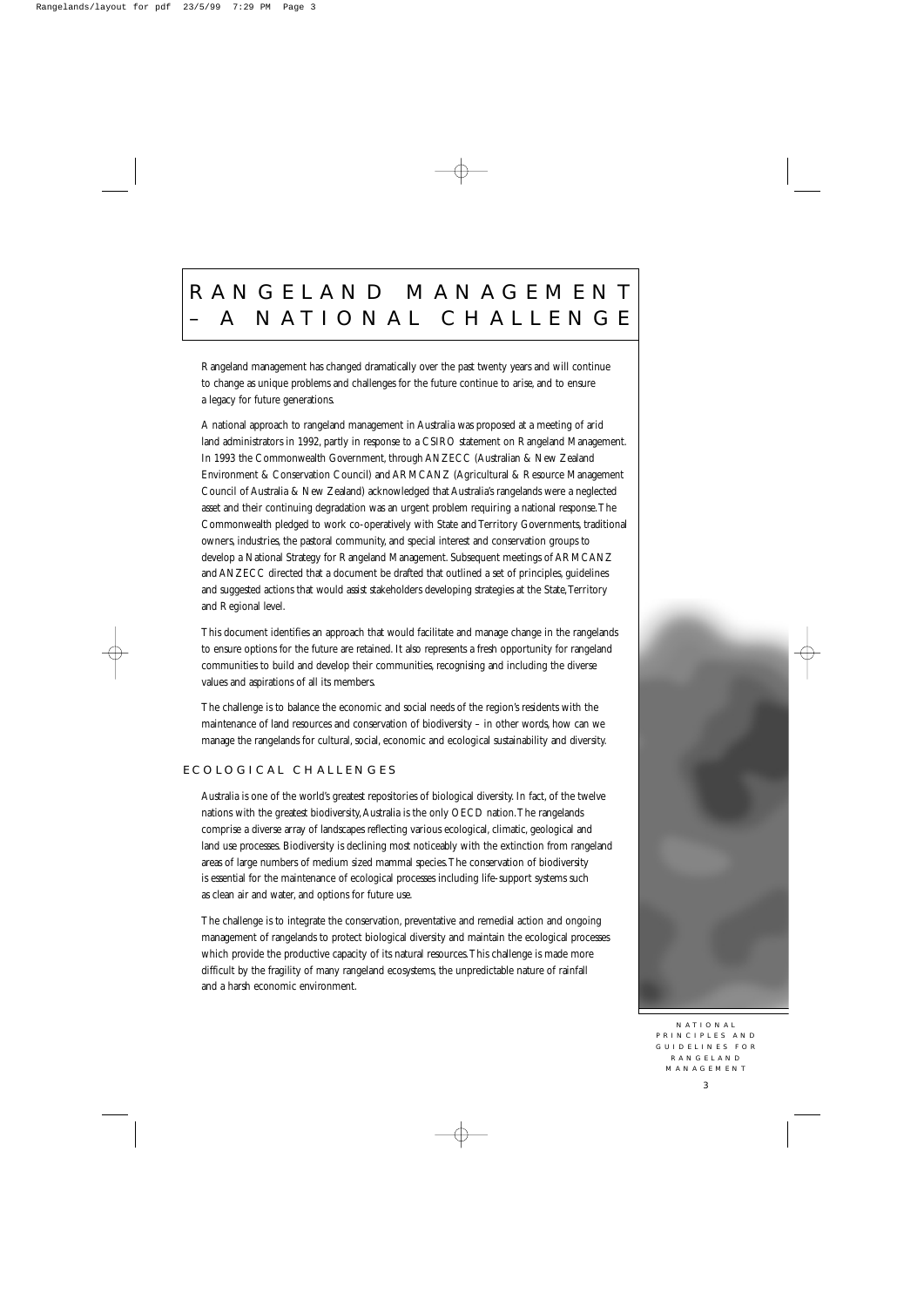# RANGELAND MANAGEMENT – A NATIONAL CHALLENGE

Rangeland management has changed dramatically over the past twenty years and will continue to change as unique problems and challenges for the future continue to arise, and to ensure a legacy for future generations.

A national approach to rangeland management in Australia was proposed at a meeting of arid land administrators in 1992, partly in response to a CSIRO statement on Rangeland Management. In 1993 the Commonwealth Government, through ANZECC (Australian & New Zealand Environment & Conservation Council) and ARMCANZ (Agricultural & Resource Management Council of Australia & New Zealand) acknowledged that Australia's rangelands were a neglected asset and their continuing degradation was an urgent problem requiring a national response. The Commonwealth pledged to work co-operatively with State and Territory Governments, traditional owners, industries, the pastoral community, and special interest and conservation groups to develop a National Strategy for Rangeland Management. Subsequent meetings of ARMCANZ and ANZECC directed that a document be drafted that outlined a set of principles, guidelines and suggested actions that would assist stakeholders developing strategies at the State, Territory and Regional level.

This document identifies an approach that would facilitate and manage change in the rangelands to ensure options for the future are retained. It also represents a fresh opportunity for rangeland communities to build and develop their communities, recognising and including the diverse values and aspirations of all its members.

The challenge is to balance the economic and social needs of the region's residents with the maintenance of land resources and conservation of biodiversity – in other words, how can we manage the rangelands for cultural, social, economic and ecological sustainability and diversity.

## ECOLOGICAL CHALLENGES

Australia is one of the world's greatest repositories of biological diversity. In fact, of the twelve nations with the greatest biodiversity, Australia is the only OECD nation. The rangelands comprise a diverse array of landscapes reflecting various ecological, climatic, geological and land use processes. Biodiversity is declining most noticeably with the extinction from rangeland areas of large numbers of medium sized mammal species. The conservation of biodiversity is essential for the maintenance of ecological processes including life-support systems such as clean air and water, and options for future use.

The challenge is to integrate the conservation, preventative and remedial action and ongoing management of rangelands to protect biological diversity and maintain the ecological processes which provide the productive capacity of its natural resources. This challenge is made more difficult by the fragility of many rangeland ecosystems, the unpredictable nature of rainfall and a harsh economic environment.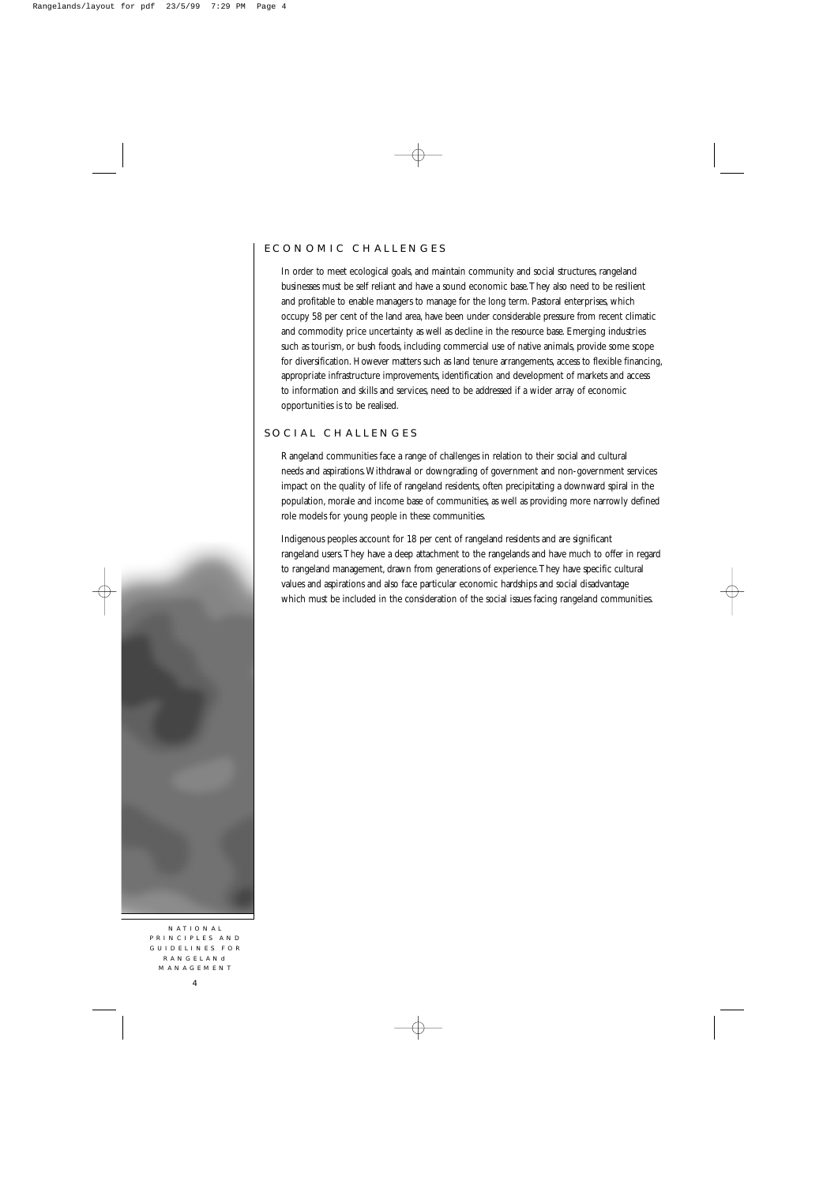## ECONOMIC CHALLENGES

In order to meet ecological goals, and maintain community and social structures, rangeland businesses must be self reliant and have a sound economic base. They also need to be resilient and profitable to enable managers to manage for the long term. Pastoral enterprises, which occupy 58 per cent of the land area, have been under considerable pressure from recent climatic and commodity price uncertainty as well as decline in the resource base. Emerging industries such as tourism, or bush foods, including commercial use of native animals, provide some scope for diversification. However matters such as land tenure arrangements, access to flexible financing, appropriate infrastructure improvements, identification and development of markets and access to information and skills and services, need to be addressed if a wider array of economic opportunities is to be realised.

## SOCIAL CHALLENGES

Rangeland communities face a range of challenges in relation to their social and cultural needs and aspirations. Withdrawal or downgrading of government and non-government services impact on the quality of life of rangeland residents, often precipitating a downward spiral in the population, morale and income base of communities, as well as providing more narrowly defined role models for young people in these communities.

Indigenous peoples account for 18 per cent of rangeland residents and are significant rangeland users. They have a deep attachment to the rangelands and have much to offer in regard to rangeland management, drawn from generations of experience. They have specific cultural values and aspirations and also face particular economic hardships and social disadvantage which must be included in the consideration of the social issues facing rangeland communities.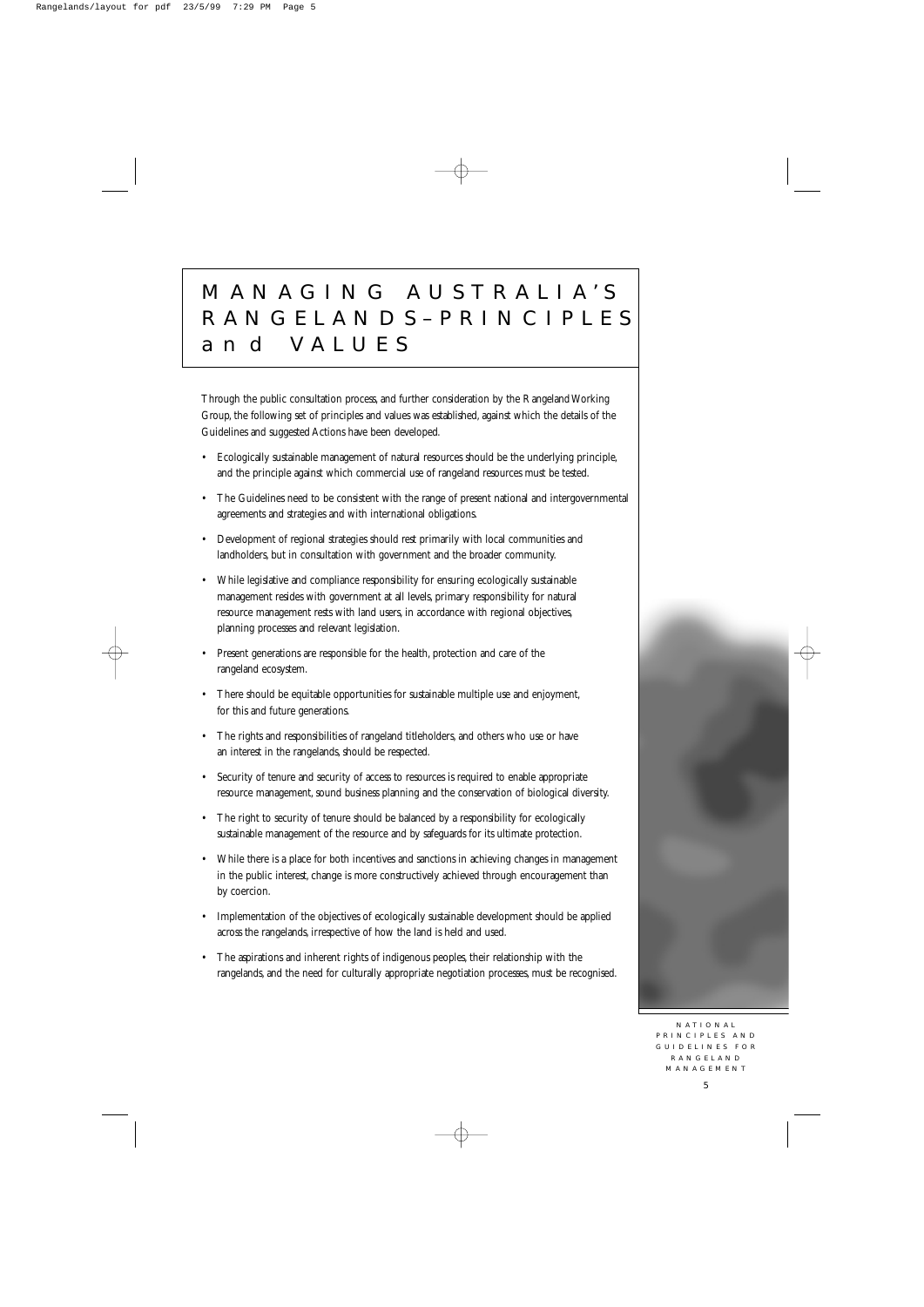# MANAGING AUSTRALIA'S RANGELANDS–PRINCIPLES and VALUES

Through the public consultation process, and further consideration by the Rangeland Working Group, the following set of principles and values was established, against which the details of the Guidelines and suggested Actions have been developed.

- Ecologically sustainable management of natural resources should be the underlying principle, and the principle against which commercial use of rangeland resources must be tested.
- The Guidelines need to be consistent with the range of present national and intergovernmental agreements and strategies and with international obligations.
- Development of regional strategies should rest primarily with local communities and landholders, but in consultation with government and the broader community.
- While legislative and compliance responsibility for ensuring ecologically sustainable management resides with government at all levels, primary responsibility for natural resource management rests with land users, in accordance with regional objectives, planning processes and relevant legislation.
- Present generations are responsible for the health, protection and care of the rangeland ecosystem.
- There should be equitable opportunities for sustainable multiple use and enjoyment, for this and future generations.
- The rights and responsibilities of rangeland titleholders, and others who use or have an interest in the rangelands, should be respected.
- Security of tenure and security of access to resources is required to enable appropriate resource management, sound business planning and the conservation of biological diversity.
- The right to security of tenure should be balanced by a responsibility for ecologically sustainable management of the resource and by safeguards for its ultimate protection.
- While there is a place for both incentives and sanctions in achieving changes in management in the public interest, change is more constructively achieved through encouragement than by coercion.
- Implementation of the objectives of ecologically sustainable development should be applied across the rangelands, irrespective of how the land is held and used.
- The aspirations and inherent rights of indigenous peoples, their relationship with the rangelands, and the need for culturally appropriate negotiation processes, must be recognised.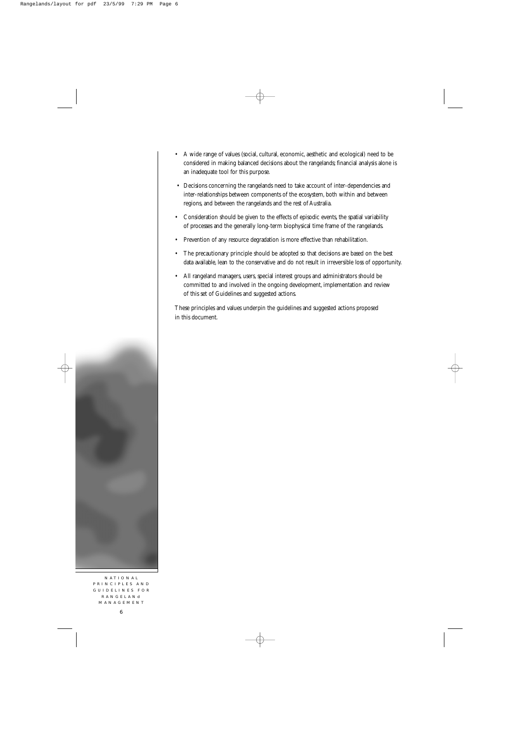- A wide range of values (social, cultural, economic, aesthetic and ecological) need to be considered in making balanced decisions about the rangelands; financial analysis alone is an inadequate tool for this purpose.
- Decisions concerning the rangelands need to take account of inter-dependencies and inter-relationships between components of the ecosystem, both within and between regions, and between the rangelands and the rest of Australia.
- Consideration should be given to the effects of episodic events, the spatial variability of processes and the generally long-term biophysical time frame of the rangelands.
- Prevention of any resource degradation is more effective than rehabilitation.
- The precautionary principle should be adopted so that decisions are based on the best data available, lean to the conservative and do not result in irreversible loss of opportunity.
- All rangeland managers, users, special interest groups and administrators should be committed to and involved in the ongoing development, implementation and review of this set of Guidelines and suggested actions.

These principles and values underpin the guidelines and suggested actions proposed in this document.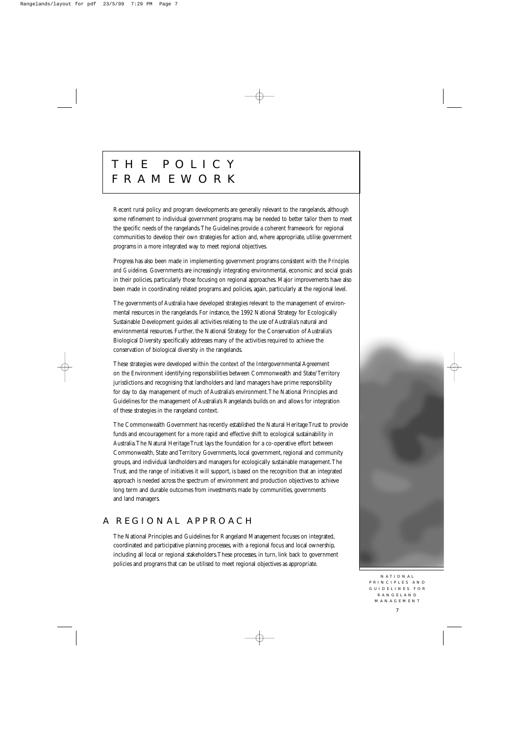# THE POLICY FRAMEWORK

Recent rural policy and program developments are generally relevant to the rangelands, although some refinement to individual government programs may be needed to better tailor them to meet the specific needs of the rangelands. The Guidelines provide a coherent framework for regional communities to develop their own strategies for action and, where appropriate, utilise government programs in a more integrated way to meet regional objectives.

Progress has also been made in implementing government programs consistent with the *Principles and Guidelines*. Governments are increasingly integrating environmental, economic and social goals in their policies, particularly those focusing on regional approaches. Major improvements have also been made in coordinating related programs and policies, again, particularly at the regional level.

The governments of Australia have developed strategies relevant to the management of environmental resources in the rangelands. For instance, the 1992 National Strategy for Ecologically Sustainable Development guides all activities relating to the use of Australia's natural and environmental resources. Further, the National Strategy for the Conservation of Australia's Biological Diversity specifically addresses many of the activities required to achieve the conservation of biological diversity in the rangelands.

These strategies were developed within the context of the Intergovernmental Agreement on the Environment identifying responsibilities between Commonwealth and State/Territory jurisdictions and recognising that landholders and land managers have prime responsibility for day to day management of much of Australia's environment. The National Principles and Guidelines for the management of Australia's Rangelands builds on and allows for integration of these strategies in the rangeland context.

The Commonwealth Government has recently established the Natural Heritage Trust to provide funds and encouragement for a more rapid and effective shift to ecological sustainability in Australia. The Natural Heritage Trust lays the foundation for a co-operative effort between Commonwealth, State and Territory Governments, local government, regional and community groups, and individual landholders and managers for ecologically sustainable management. The Trust, and the range of initiatives it will support, is based on the recognition that an integrated approach is needed across the spectrum of environment and production objectives to achieve long term and durable outcomes from investments made by communities, governments and land managers.

## A REGIONAL APPROACH

The National Principles and Guidelines for Rangeland Management focuses on integrated, coordinated and participative planning processes, with a regional focus and local ownership, including all local or regional stakeholders. These processes, in turn, link back to government policies and programs that can be utilised to meet regional objectives as appropriate.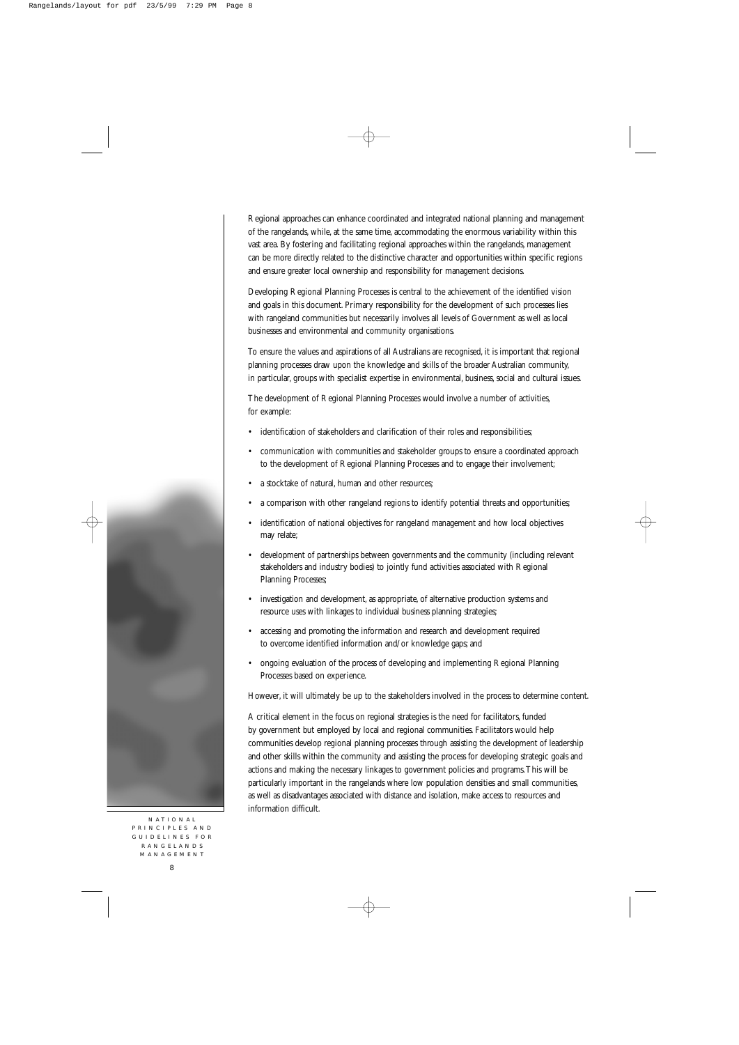Regional approaches can enhance coordinated and integrated national planning and management of the rangelands, while, at the same time, accommodating the enormous variability within this vast area. By fostering and facilitating regional approaches within the rangelands, management can be more directly related to the distinctive character and opportunities within specific regions and ensure greater local ownership and responsibility for management decisions.

Developing Regional Planning Processes is central to the achievement of the identified vision and goals in this document. Primary responsibility for the development of such processes lies with rangeland communities but necessarily involves all levels of Government as well as local businesses and environmental and community organisations.

To ensure the values and aspirations of all Australians are recognised, it is important that regional planning processes draw upon the knowledge and skills of the broader Australian community, in particular, groups with specialist expertise in environmental, business, social and cultural issues.

The development of Regional Planning Processes would involve a number of activities, for example:

- identification of stakeholders and clarification of their roles and responsibilities;
- communication with communities and stakeholder groups to ensure a coordinated approach to the development of Regional Planning Processes and to engage their involvement;
- a stocktake of natural, human and other resources;
- a comparison with other rangeland regions to identify potential threats and opportunities;
- identification of national objectives for rangeland management and how local objectives may relate;
- development of partnerships between governments and the community (including relevant stakeholders and industry bodies) to jointly fund activities associated with Regional Planning Processes;
- investigation and development, as appropriate, of alternative production systems and resource uses with linkages to individual business planning strategies;
- accessing and promoting the information and research and development required to overcome identified information and/or knowledge gaps; and
- ongoing evaluation of the process of developing and implementing Regional Planning Processes based on experience.

However, it will ultimately be up to the stakeholders involved in the process to determine content.

A critical element in the focus on regional strategies is the need for facilitators, funded by government but employed by local and regional communities. Facilitators would help communities develop regional planning processes through assisting the development of leadership and other skills within the community and assisting the process for developing strategic goals and actions and making the necessary linkages to government policies and programs. This will be particularly important in the rangelands where low population densities and small communities, as well as disadvantages associated with distance and isolation, make access to resources and information difficult.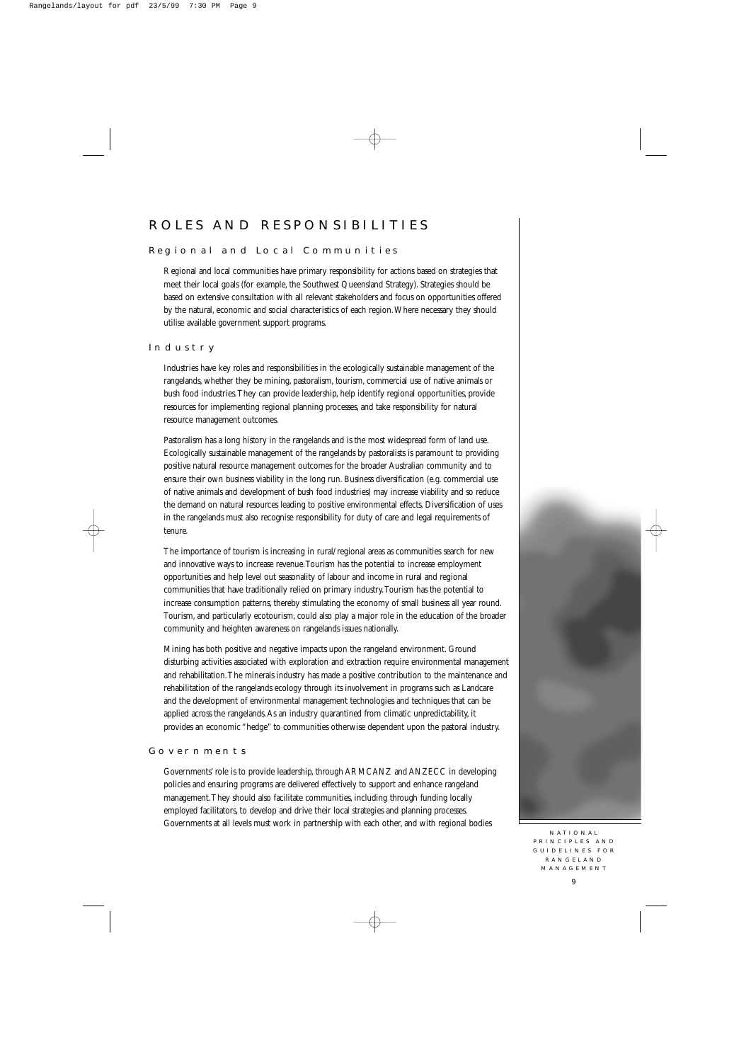# ROLES AND RESPONSIBILITIES

## Regional and Local Communities

Regional and local communities have primary responsibility for actions based on strategies that meet their local goals (for example, the Southwest Queensland Strategy). Strategies should be based on extensive consultation with all relevant stakeholders and focus on opportunities offered by the natural, economic and social characteristics of each region. Where necessary they should utilise available government support programs.

## Industry

Industries have key roles and responsibilities in the ecologically sustainable management of the rangelands, whether they be mining, pastoralism, tourism, commercial use of native animals or bush food industries. They can provide leadership, help identify regional opportunities, provide resources for implementing regional planning processes, and take responsibility for natural resource management outcomes.

Pastoralism has a long history in the rangelands and is the most widespread form of land use. Ecologically sustainable management of the rangelands by pastoralists is paramount to providing positive natural resource management outcomes for the broader Australian community and to ensure their own business viability in the long run. Business diversification (e.g. commercial use of native animals and development of bush food industries) may increase viability and so reduce the demand on natural resources leading to positive environmental effects. Diversification of uses in the rangelands must also recognise responsibility for duty of care and legal requirements of tenure.

The importance of tourism is increasing in rural/regional areas as communities search for new and innovative ways to increase revenue. Tourism has the potential to increase employment opportunities and help level out seasonality of labour and income in rural and regional communities that have traditionally relied on primary industry. Tourism has the potential to increase consumption patterns, thereby stimulating the economy of small business all year round. Tourism, and particularly ecotourism, could also play a major role in the education of the broader community and heighten awareness on rangelands issues nationally.

Mining has both positive and negative impacts upon the rangeland environment. Ground disturbing activities associated with exploration and extraction require environmental management and rehabilitation. The minerals industry has made a positive contribution to the maintenance and rehabilitation of the rangelands ecology through its involvement in programs such as Landcare and the development of environmental management technologies and techniques that can be applied across the rangelands. As an industry quarantined from climatic unpredictability, it provides an economic "hedge" to communities otherwise dependent upon the pastoral industry.

## Governments

Governments' role is to provide leadership, through ARMCANZ and ANZECC in developing policies and ensuring programs are delivered effectively to support and enhance rangeland management. They should also facilitate communities, including through funding locally employed facilitators, to develop and drive their local strategies and planning processes. Governments at all levels must work in partnership with each other, and with regional bodies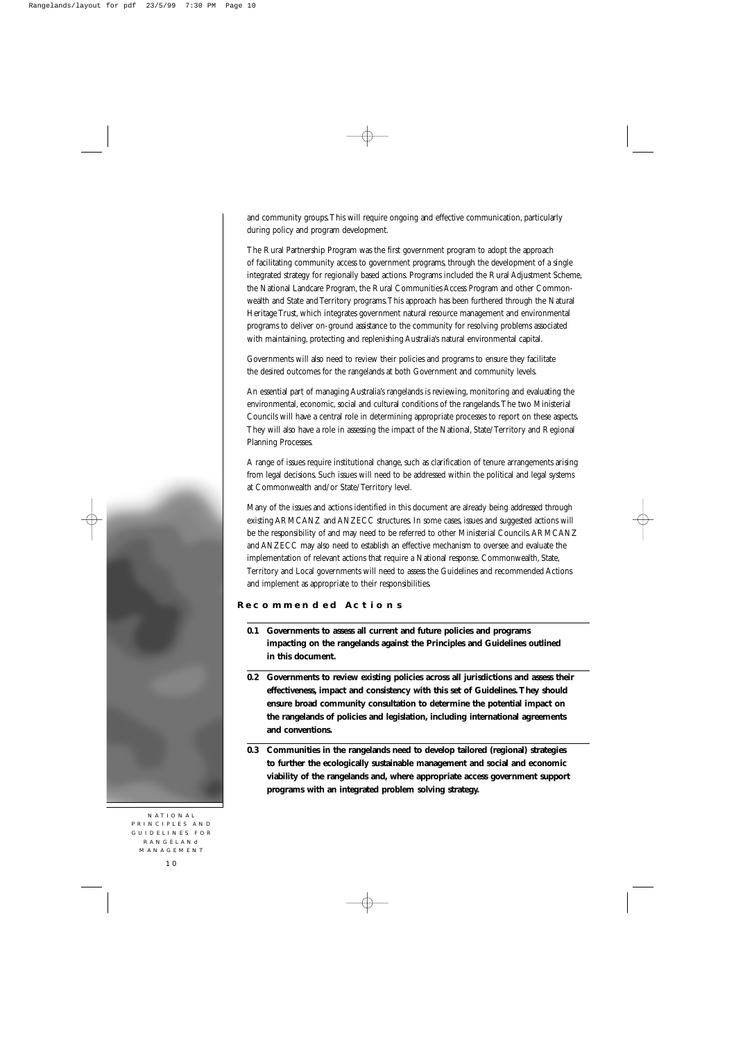and community groups. This will require ongoing and effective communication, particularly during policy and program development.

The Rural Partnership Program was the first government program to adopt the approach of facilitating community access to government programs, through the development of a single integrated strategy for regionally based actions. Programs included the Rural Adjustment Scheme, the National Landcare Program, the Rural Communities Access Program and other Commonwealth and State and Territory programs. This approach has been furthered through the Natural Heritage Trust, which integrates government natural resource management and environmental programs to deliver on-ground assistance to the community for resolving problems associated with maintaining, protecting and replenishing Australia's natural environmental capital.

Governments will also need to review their policies and programs to ensure they facilitate the desired outcomes for the rangelands at both Government and community levels.

An essential part of managing Australia's rangelands is reviewing, monitoring and evaluating the environmental, economic, social and cultural conditions of the rangelands. The two Ministerial Councils will have a central role in determining appropriate processes to report on these aspects. They will also have a role in assessing the impact of the National, State/Territory and Regional Planning Processes.

A range of issues require institutional change, such as clarification of tenure arrangements arising from legal decisions. Such issues will need to be addressed within the political and legal systems at Commonwealth and/or State/Territory level.

Many of the issues and actions identified in this document are already being addressed through existing ARMCANZ and ANZECC structures. In some cases, issues and suggested actions will be the responsibility of and may need to be referred to other Ministerial Councils. ARMCANZ and ANZECC may also need to establish an effective mechanism to oversee and evaluate the implementation of relevant actions that require a National response. Commonwealth, State, Territory and Local governments will need to assess the Guidelines and recommended Actions and implement as appropriate to their responsibilities.

### Recommended Actions

**0.1 Governments to assess all current and future policies and programs impacting on the rangelands against the Principles and Guidelines outlined in this document.**

**0.2 Governments to review existing policies across all jurisdictions and assess their effectiveness, impact and consistency with this set of Guidelines. They should ensure broad community consultation to determine the potential impact on the rangelands of policies and legislation, including international agreements and conventions.**

**0.3 Communities in the rangelands need to develop tailored (regional) strategies to further the ecologically sustainable management and social and economic viability of the rangelands and, where appropriate access government support programs with an integrated problem solving strategy.**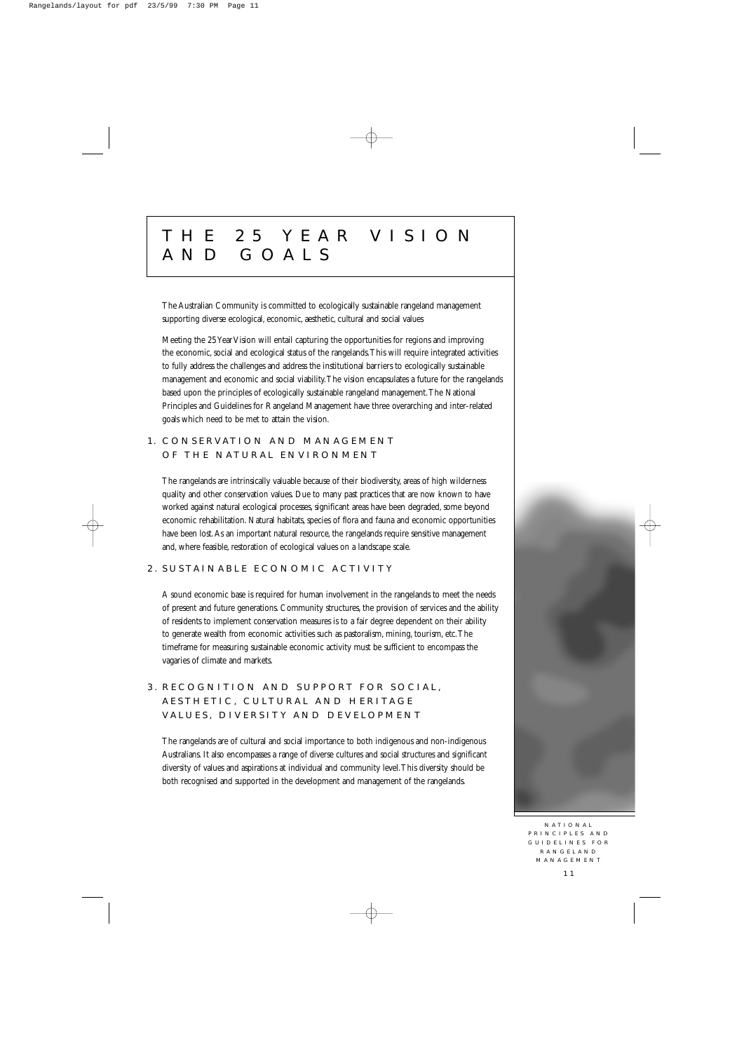# THE 25 YEAR VISION AND GOALS

The Australian Community is committed to ecologically sustainable rangeland management supporting diverse ecological, economic, aesthetic, cultural and social values

Meeting the 25 Year Vision will entail capturing the opportunities for regions and improving the economic, social and ecological status of the rangelands. This will require integrated activities to fully address the challenges and address the institutional barriers to ecologically sustainable management and economic and social viability. The vision encapsulates a future for the rangelands based upon the principles of ecologically sustainable rangeland management. The National Principles and Guidelines for Rangeland Management have three overarching and inter-related goals which need to be met to attain the vision.

## 1. CONSERVATION AND MANAGEMENT OF THE NATURAL ENVIRONMENT

The rangelands are intrinsically valuable because of their biodiversity, areas of high wilderness quality and other conservation values. Due to many past practices that are now known to have worked against natural ecological processes, significant areas have been degraded, some beyond economic rehabilitation. Natural habitats, species of flora and fauna and economic opportunities have been lost. As an important natural resource, the rangelands require sensitive management and, where feasible, restoration of ecological values on a landscape scale.

## 2. SUSTAINABLE ECONOMIC ACTIVITY

A sound economic base is required for human involvement in the rangelands to meet the needs of present and future generations. Community structures, the provision of services and the ability of residents to implement conservation measures is to a fair degree dependent on their ability to generate wealth from economic activities such as pastoralism, mining, tourism, etc. The timeframe for measuring sustainable economic activity must be sufficient to encompass the vagaries of climate and markets.

## 3. RECOGNITION AND SUPPORT FOR SOCIAL, AESTHETIC, CULTURAL AND HERITAGE VALUES, DIVERSITY AND DEVELOPMENT

The rangelands are of cultural and social importance to both indigenous and non-indigenous Australians. It also encompasses a range of diverse cultures and social structures and significant diversity of values and aspirations at individual and community level. This diversity should be both recognised and supported in the development and management of the rangelands.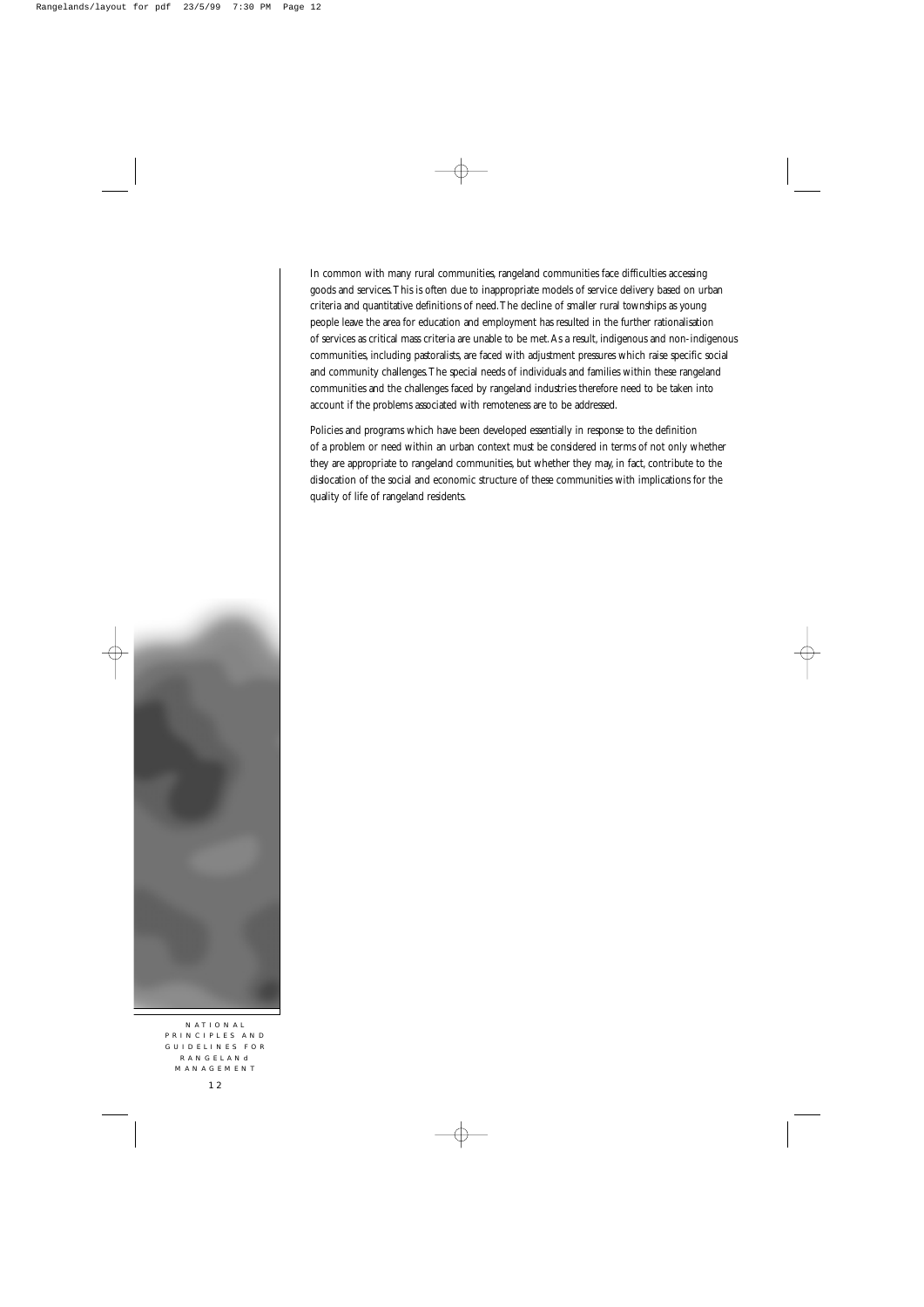In common with many rural communities, rangeland communities face difficulties accessing goods and services. This is often due to inappropriate models of service delivery based on urban criteria and quantitative definitions of need. The decline of smaller rural townships as young people leave the area for education and employment has resulted in the further rationalisation of services as critical mass criteria are unable to be met. As a result, indigenous and non-indigenous communities, including pastoralists, are faced with adjustment pressures which raise specific social and community challenges. The special needs of individuals and families within these rangeland communities and the challenges faced by rangeland industries therefore need to be taken into account if the problems associated with remoteness are to be addressed.

Policies and programs which have been developed essentially in response to the definition of a problem or need within an urban context must be considered in terms of not only whether they are appropriate to rangeland communities, but whether they may, in fact, contribute to the dislocation of the social and economic structure of these communities with implications for the quality of life of rangeland residents.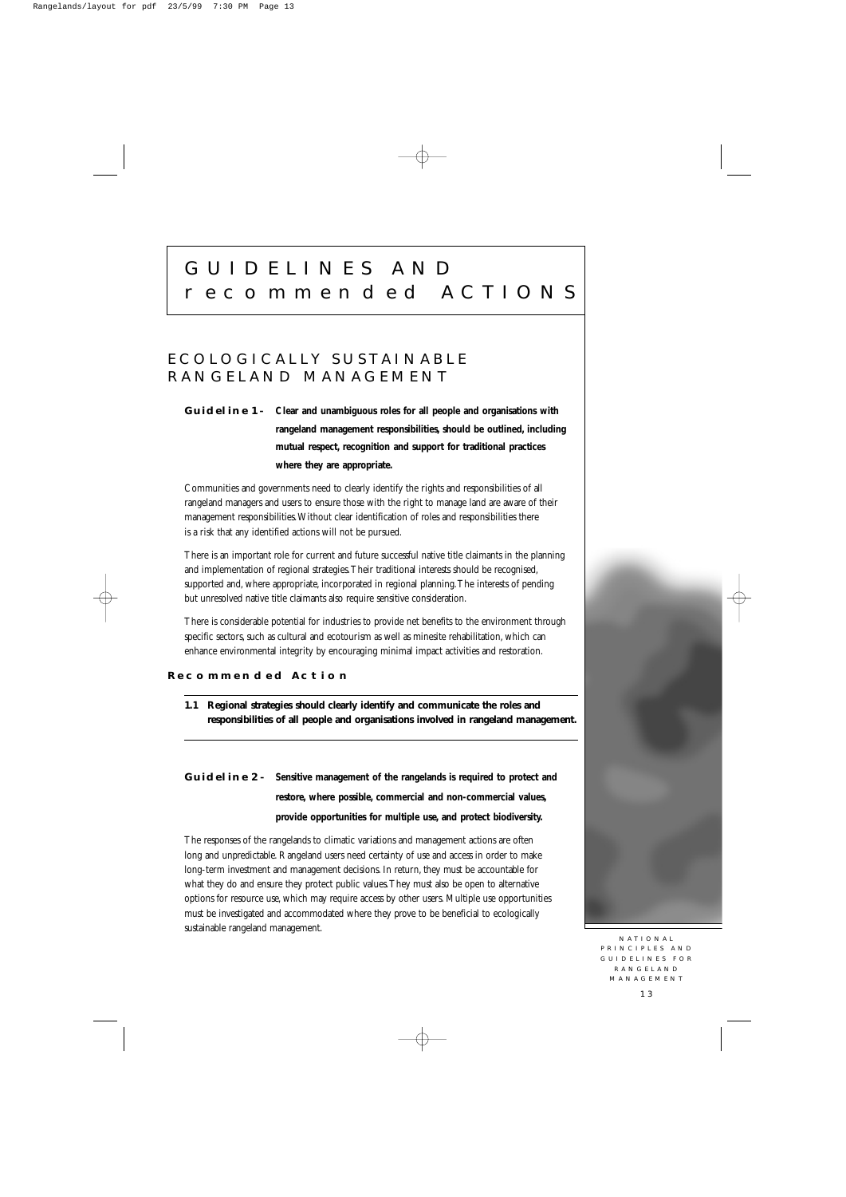# GUIDELINES AND recommended ACTIONS

## ECOLOGICALLY SUSTAINABLE RANGELAND MANAGEMENT

**Guideline 1 - Clear and unambiguous roles for all people and organisations with rangeland management responsibilities, should be outlined, including mutual respect, recognition and support for traditional practices where they are appropriate.**

Communities and governments need to clearly identify the rights and responsibilities of all rangeland managers and users to ensure those with the right to manage land are aware of their management responsibilities. Without clear identification of roles and responsibilities there is a risk that any identified actions will not be pursued.

There is an important role for current and future successful native title claimants in the planning and implementation of regional strategies. Their traditional interests should be recognised, supported and, where appropriate, incorporated in regional planning. The interests of pending but unresolved native title claimants also require sensitive consideration.

There is considerable potential for industries to provide net benefits to the environment through specific sectors, such as cultural and ecotourism as well as minesite rehabilitation, which can enhance environmental integrity by encouraging minimal impact activities and restoration.

**Recommended Action**

**1.1 Regional strategies should clearly identify and communicate the roles and responsibilities of all people and organisations involved in rangeland management.**

**Guideline 2 - Sensitive management of the rangelands is required to protect and restore, where possible, commercial and non-commercial values, provide opportunities for multiple use, and protect biodiversity.**

The responses of the rangelands to climatic variations and management actions are often long and unpredictable. Rangeland users need certainty of use and access in order to make long-term investment and management decisions. In return, they must be accountable for what they do and ensure they protect public values. They must also be open to alternative options for resource use, which may require access by other users. Multiple use opportunities must be investigated and accommodated where they prove to be beneficial to ecologically sustainable rangeland management.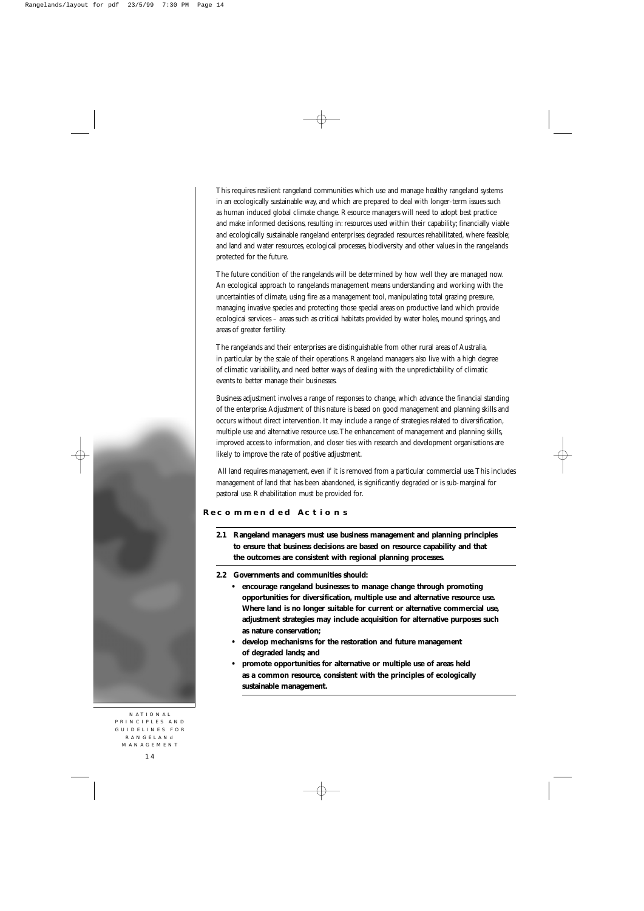This requires resilient rangeland communities which use and manage healthy rangeland systems in an ecologically sustainable way, and which are prepared to deal with longer-term issues such as human induced global climate change. Resource managers will need to adopt best practice and make informed decisions, resulting in: resources used within their capability; financially viable and ecologically sustainable rangeland enterprises; degraded resources rehabilitated, where feasible; and land and water resources, ecological processes, biodiversity and other values in the rangelands protected for the future.

The future condition of the rangelands will be determined by how well they are managed now. An ecological approach to rangelands management means understanding and working with the uncertainties of climate, using fire as a management tool, manipulating total grazing pressure, managing invasive species and protecting those special areas on productive land which provide ecological services – areas such as critical habitats provided by water holes, mound springs, and areas of greater fertility.

The rangelands and their enterprises are distinguishable from other rural areas of Australia, in particular by the scale of their operations. Rangeland managers also live with a high degree of climatic variability, and need better ways of dealing with the unpredictability of climatic events to better manage their businesses.

Business adjustment involves a range of responses to change, which advance the financial standing of the enterprise. Adjustment of this nature is based on good management and planning skills and occurs without direct intervention. It may include a range of strategies related to diversification, multiple use and alternative resource use. The enhancement of management and planning skills, improved access to information, and closer ties with research and development organisations are likely to improve the rate of positive adjustment.

All land requires management, even if it is removed from a particular commercial use. This includes management of land that has been abandoned, is significantly degraded or is sub-marginal for pastoral use. Rehabilitation must be provided for.

### Recommended Actions

**2.1 Rangeland managers must use business management and planning principles to ensure that business decisions are based on resource capability and that the outcomes are consistent with regional planning processes.**

**2.2 Governments and communities should:**

- **encourage rangeland businesses to manage change through promoting opportunities for diversification, multiple use and alternative resource use. Where land is no longer suitable for current or alternative commercial use, adjustment strategies may include acquisition for alternative purposes such as nature conservation;**
- **develop mechanisms for the restoration and future management of degraded lands; and**
- **promote opportunities for alternative or multiple use of areas held as a common resource, consistent with the principles of ecologically sustainable management.**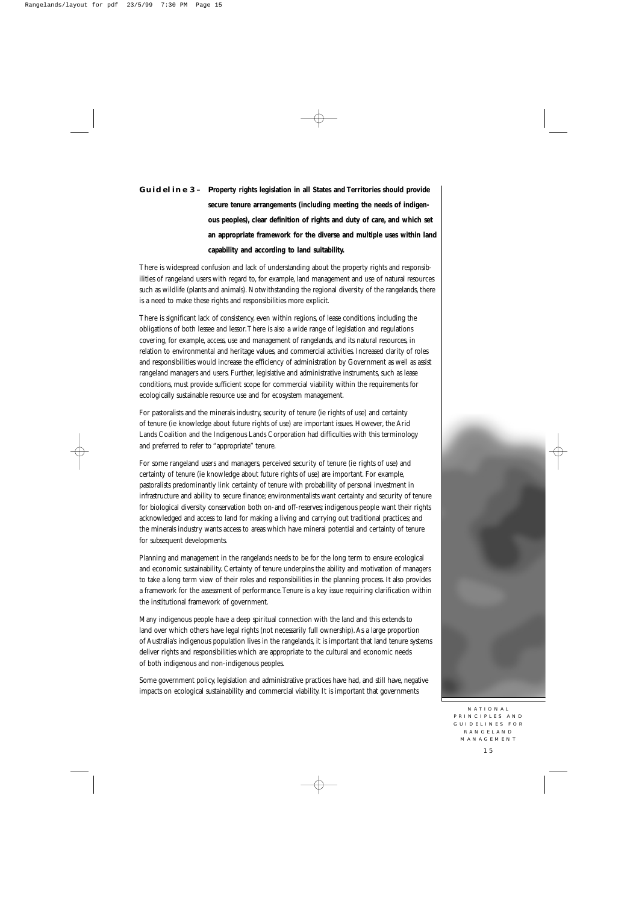**Guideline 3 – Property rights legislation in all States and Territories should provide secure tenure arrangements (including meeting the needs of indigenous peoples), clear definition of rights and duty of care, and which set an appropriate framework for the diverse and multiple uses within land capability and according to land suitability.**

There is widespread confusion and lack of understanding about the property rights and responsibilities of rangeland users with regard to, for example, land management and use of natural resources such as wildlife (plants and animals). Notwithstanding the regional diversity of the rangelands, there is a need to make these rights and responsibilities more explicit.

There is significant lack of consistency, even within regions, of lease conditions, including the obligations of both lessee and lessor. There is also a wide range of legislation and regulations covering, for example, access, use and management of rangelands, and its natural resources, in relation to environmental and heritage values, and commercial activities. Increased clarity of roles and responsibilities would increase the efficiency of administration by Government as well as assist rangeland managers and users. Further, legislative and administrative instruments, such as lease conditions, must provide sufficient scope for commercial viability within the requirements for ecologically sustainable resource use and for ecosystem management.

For pastoralists and the minerals industry, security of tenure (ie rights of use) and certainty of tenure (ie knowledge about future rights of use) are important issues. However, the Arid Lands Coalition and the Indigenous Lands Corporation had difficulties with this terminology and preferred to refer to "appropriate" tenure.

For some rangeland users and managers, perceived security of tenure (ie rights of use) and certainty of tenure (ie knowledge about future rights of use) are important. For example, pastoralists predominantly link certainty of tenure with probability of personal investment in infrastructure and ability to secure finance; environmentalists want certainty and security of tenure for biological diversity conservation both on- and off-reserves; indigenous people want their rights acknowledged and access to land for making a living and carrying out traditional practices; and the minerals industry wants access to areas which have mineral potential and certainty of tenure for subsequent developments.

Planning and management in the rangelands needs to be for the long term to ensure ecological and economic sustainability. Certainty of tenure underpins the ability and motivation of managers to take a long term view of their roles and responsibilities in the planning process. It also provides a framework for the assessment of performance. Tenure is a key issue requiring clarification within the institutional framework of government.

Many indigenous people have a deep spiritual connection with the land and this extends to land over which others have legal rights (not necessarily full ownership). As a large proportion of Australia's indigenous population lives in the rangelands, it is important that land tenure systems deliver rights and responsibilities which are appropriate to the cultural and economic needs of both indigenous and non-indigenous peoples.

Some government policy, legislation and administrative practices have had, and still have, negative impacts on ecological sustainability and commercial viability. It is important that governments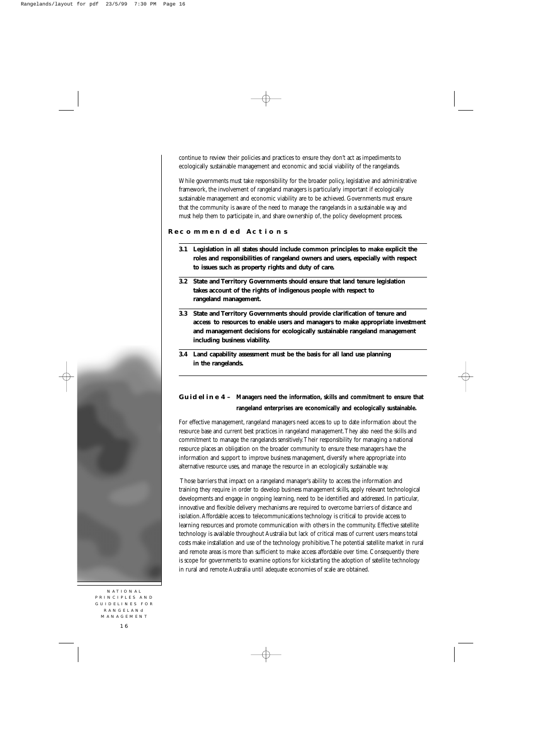continue to review their policies and practices to ensure they don't act as impediments to ecologically sustainable management and economic and social viability of the rangelands.

While governments must take responsibility for the broader policy, legislative and administrative framework, the involvement of rangeland managers is particularly important if ecologically sustainable management and economic viability are to be achieved. Governments must ensure that the community is aware of the need to manage the rangelands in a sustainable way and must help them to participate in, and share ownership of, the policy development process.

### Recommended Actions

**3.1 Legislation in all states should include common principles to make explicit the roles and responsibilities of rangeland owners and users, especially with respect to issues such as property rights and duty of care.**

**3.2 State and Territory Governments should ensure that land tenure legislation takes account of the rights of indigenous people with respect to rangeland management.**

**3.3 State and Territory Governments should provide clarification of tenure and access to resources to enable users and managers to make appropriate investment and management decisions for ecologically sustainable rangeland management including business viability.**

**3.4 Land capability assessment must be the basis for all land use planning in the rangelands.**

## Guideline 4 – Managers need the information, skills and commitment to ensure that rangeland enterprises are economically and ecologically sustainable.

For effective management, rangeland managers need access to up to date information about the resource base and current best practices in rangeland management. They also need the skills and commitment to manage the rangelands sensitively. Their responsibility for managing a national resource places an obligation on the broader community to ensure these managers have the information and support to improve business management, diversify where appropriate into alternative resource uses, and manage the resource in an ecologically sustainable way.

Those barriers that impact on a rangeland manager's ability to access the information and training they require in order to develop business management skills, apply relevant technological developments and engage in ongoing learning, need to be identified and addressed. In particular, innovative and flexible delivery mechanisms are required to overcome barriers of distance and isolation. Affordable access to telecommunications technology is critical to provide access to learning resources and promote communication with others in the community. Effective satellite technology is available throughout Australia but lack of critical mass of current users means total costs make installation and use of the technology prohibitive. The potential satellite market in rural and remote areas is more than sufficient to make access affordable over time. Consequently there is scope for governments to examine options for kickstarting the adoption of satellite technology in rural and remote Australia until adequate economies of scale are obtained.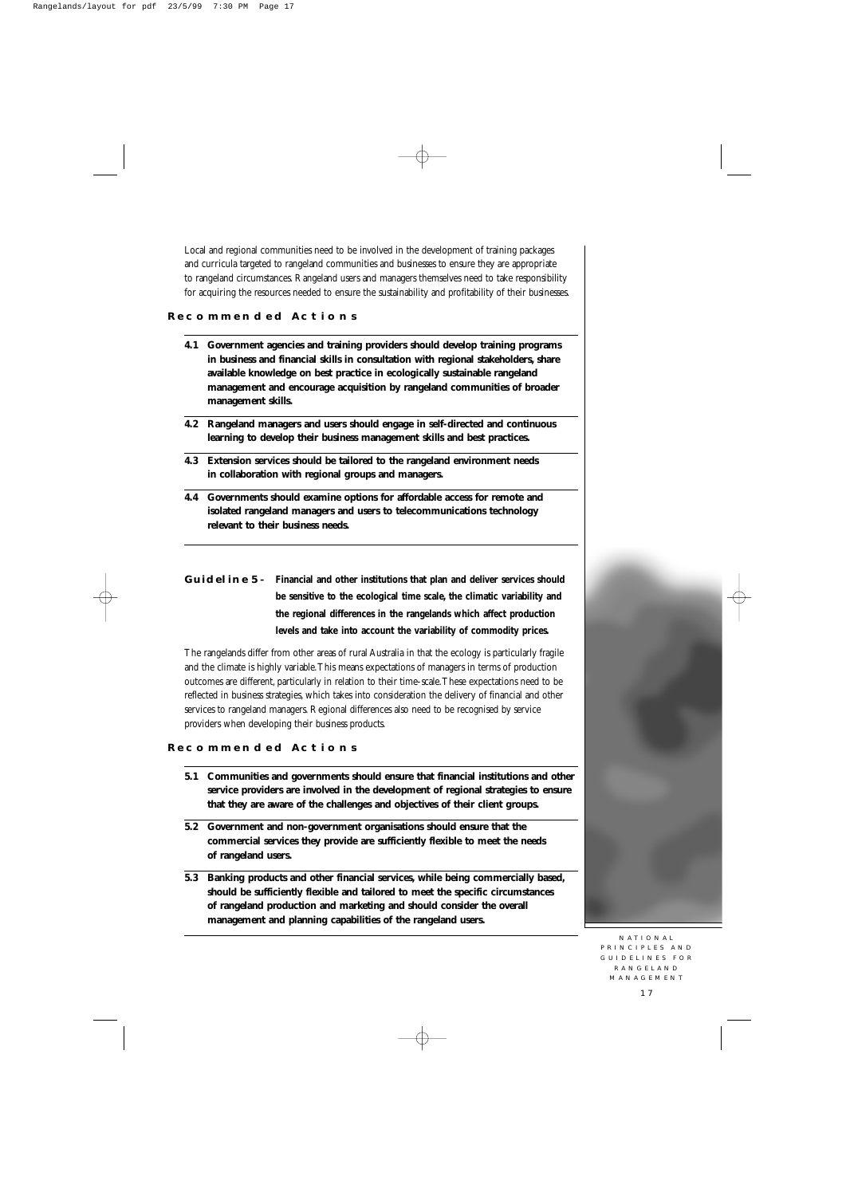Local and regional communities need to be involved in the development of training packages and curricula targeted to rangeland communities and businesses to ensure they are appropriate to rangeland circumstances. Rangeland users and managers themselves need to take responsibility for acquiring the resources needed to ensure the sustainability and profitability of their businesses.

### Recommended Actions

**4.1 Government agencies and training providers should develop training programs in business and financial skills in consultation with regional stakeholders, share available knowledge on best practice in ecologically sustainable rangeland management and encourage acquisition by rangeland communities of broader management skills.**

**4.2 Rangeland managers and users should engage in self-directed and continuous learning to develop their business management skills and best practices.**

**4.3 Extension services should be tailored to the rangeland environment needs in collaboration with regional groups and managers.**

**4.4 Governments should examine options for affordable access for remote and isolated rangeland managers and users to telecommunications technology relevant to their business needs.**

## Guideline 5 - Financial and other institutions that plan and deliver services should be sensitive to the ecological time scale, the climatic variability and the regional differences in the rangelands which affect production levels and take into account the variability of commodity prices.

The rangelands differ from other areas of rural Australia in that the ecology is particularly fragile and the climate is highly variable. This means expectations of managers in terms of production outcomes are different, particularly in relation to their time-scale. These expectations need to be reflected in business strategies, which takes into consideration the delivery of financial and other services to rangeland managers. Regional differences also need to be recognised by service providers when developing their business products.

### Recommended Actions

**5.1 Communities and governments should ensure that financial institutions and other service providers are involved in the development of regional strategies to ensure that they are aware of the challenges and objectives of their client groups.**

**5.2 Government and non-government organisations should ensure that the commercial services they provide are sufficiently flexible to meet the needs of rangeland users.**

**5.3 Banking products and other financial services, while being commercially based, should be sufficiently flexible and tailored to meet the specific circumstances of rangeland production and marketing and should consider the overall management and planning capabilities of the rangeland users.**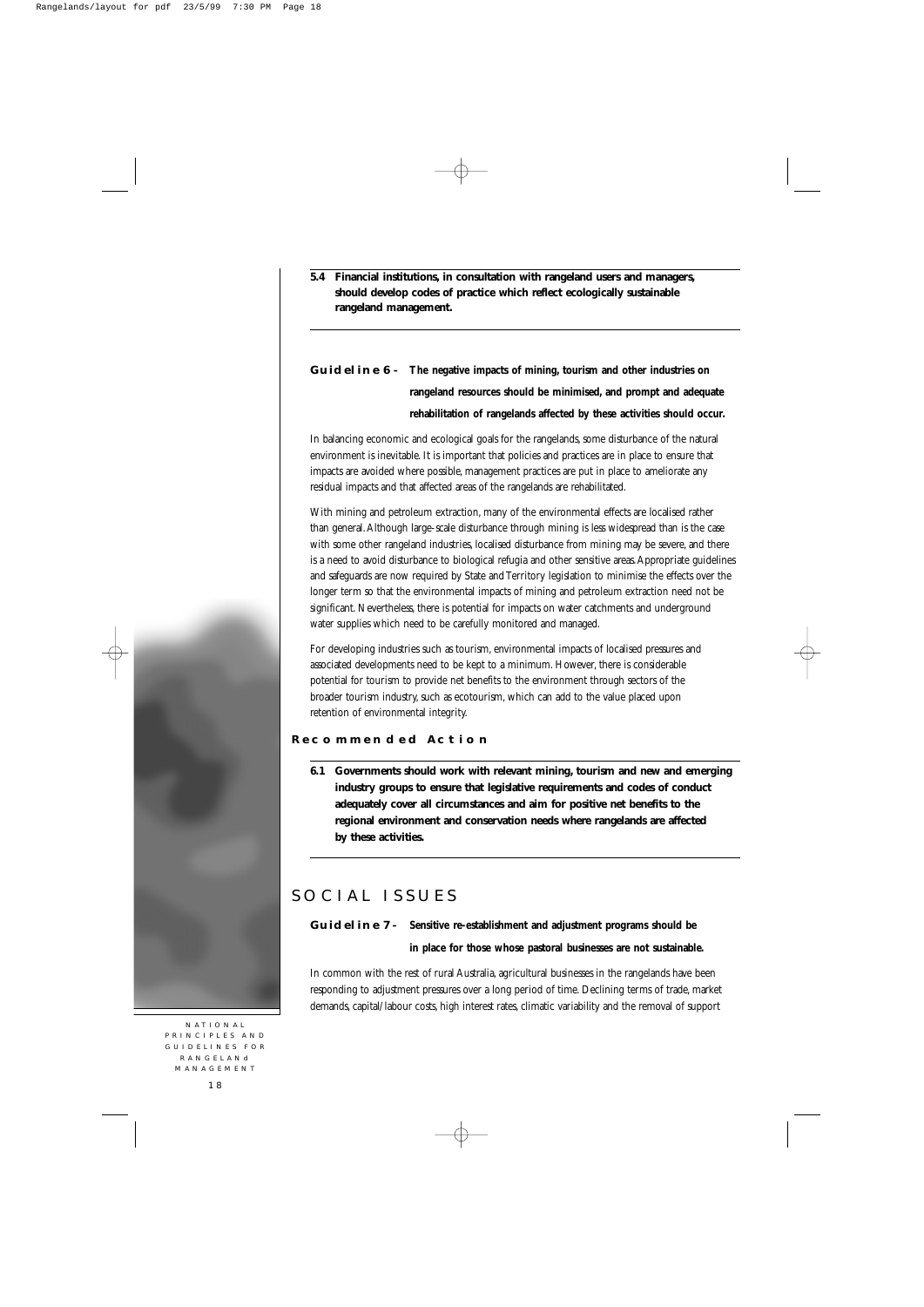**5.4 Financial institutions, in consultation with rangeland users and managers, should develop codes of practice which reflect ecologically sustainable rangeland management.**

### Guideline 6 - The negative impacts of mining, tourism and other industries on rangeland resources should be minimised, and prompt and adequate rehabilitation of rangelands affected by these activities should occur.

In balancing economic and ecological goals for the rangelands, some disturbance of the natural environment is inevitable. It is important that policies and practices are in place to ensure that impacts are avoided where possible, management practices are put in place to ameliorate any residual impacts and that affected areas of the rangelands are rehabilitated.

With mining and petroleum extraction, many of the environmental effects are localised rather than general. Although large-scale disturbance through mining is less widespread than is the case with some other rangeland industries, localised disturbance from mining may be severe, and there is a need to avoid disturbance to biological refugia and other sensitive areas. Appropriate guidelines and safeguards are now required by State and Territory legislation to minimise the effects over the longer term so that the environmental impacts of mining and petroleum extraction need not be significant. Nevertheless, there is potential for impacts on water catchments and underground water supplies which need to be carefully monitored and managed.

For developing industries such as tourism, environmental impacts of localised pressures and associated developments need to be kept to a minimum. However, there is considerable potential for tourism to provide net benefits to the environment through sectors of the broader tourism industry, such as ecotourism, which can add to the value placed upon retention of environmental integrity.

#### Recommended Action

**6.1 Governments should work with relevant mining, tourism and new and emerging industry groups to ensure that legislative requirements and codes of conduct adequately cover all circumstances and aim for positive net benefits to the regional environment and conservation needs where rangelands are affected by these activities.**

## SOCIAL ISSUES

### Guideline 7 - Sensitive re-establishment and adjustment programs should be in place for those whose pastoral businesses are not sustainable.

In common with the rest of rural Australia, agricultural businesses in the rangelands have been responding to adjustment pressures over a long period of time. Declining terms of trade, market demands, capital/labour costs, high interest rates, climatic variability and the removal of support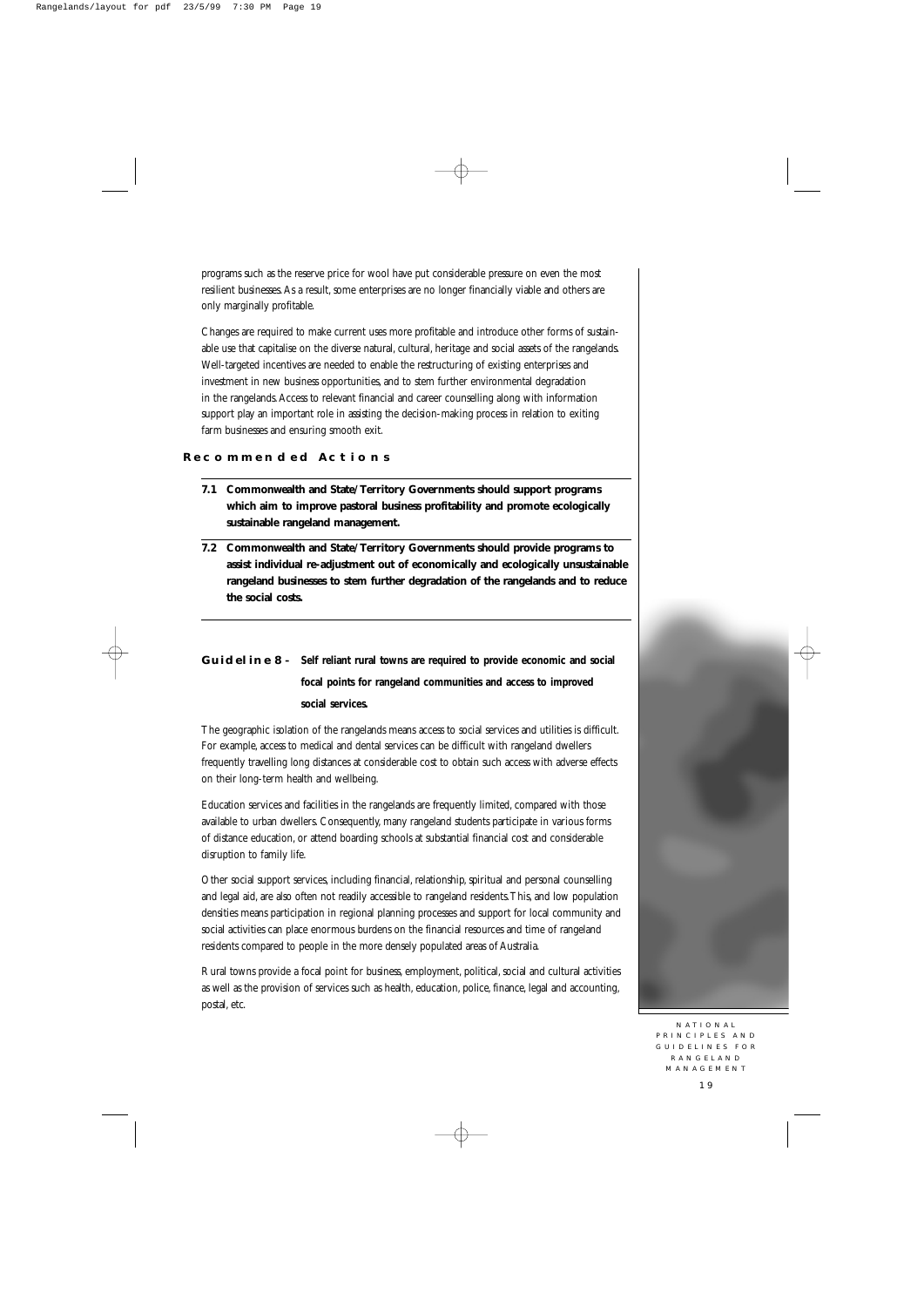programs such as the reserve price for wool have put considerable pressure on even the most resilient businesses. As a result, some enterprises are no longer financially viable and others are only marginally profitable.

Changes are required to make current uses more profitable and introduce other forms of sustainable use that capitalise on the diverse natural, cultural, heritage and social assets of the rangelands. Well-targeted incentives are needed to enable the restructuring of existing enterprises and investment in new business opportunities, and to stem further environmental degradation in the rangelands. Access to relevant financial and career counselling along with information support play an important role in assisting the decision-making process in relation to exiting farm businesses and ensuring smooth exit.

### Recommended Actions

**7.1 Commonwealth and State/Territory Governments should support programs which aim to improve pastoral business profitability and promote ecologically sustainable rangeland management.**

**7.2 Commonwealth and State/Territory Governments should provide programs to assist individual re-adjustment out of economically and ecologically unsustainable rangeland businesses to stem further degradation of the rangelands and to reduce the social costs.**

## Guideline 8 - Self reliant rural towns are required to provide economic and social focal points for rangeland communities and access to improved social services.

The geographic isolation of the rangelands means access to social services and utilities is difficult. For example, access to medical and dental services can be difficult with rangeland dwellers frequently travelling long distances at considerable cost to obtain such access with adverse effects on their long-term health and wellbeing.

Education services and facilities in the rangelands are frequently limited, compared with those available to urban dwellers. Consequently, many rangeland students participate in various forms of distance education, or attend boarding schools at substantial financial cost and considerable disruption to family life.

Other social support services, including financial, relationship, spiritual and personal counselling and legal aid, are also often not readily accessible to rangeland residents. This, and low population densities means participation in regional planning processes and support for local community and social activities can place enormous burdens on the financial resources and time of rangeland residents compared to people in the more densely populated areas of Australia.

Rural towns provide a focal point for business, employment, political, social and cultural activities as well as the provision of services such as health, education, police, finance, legal and accounting, postal, etc.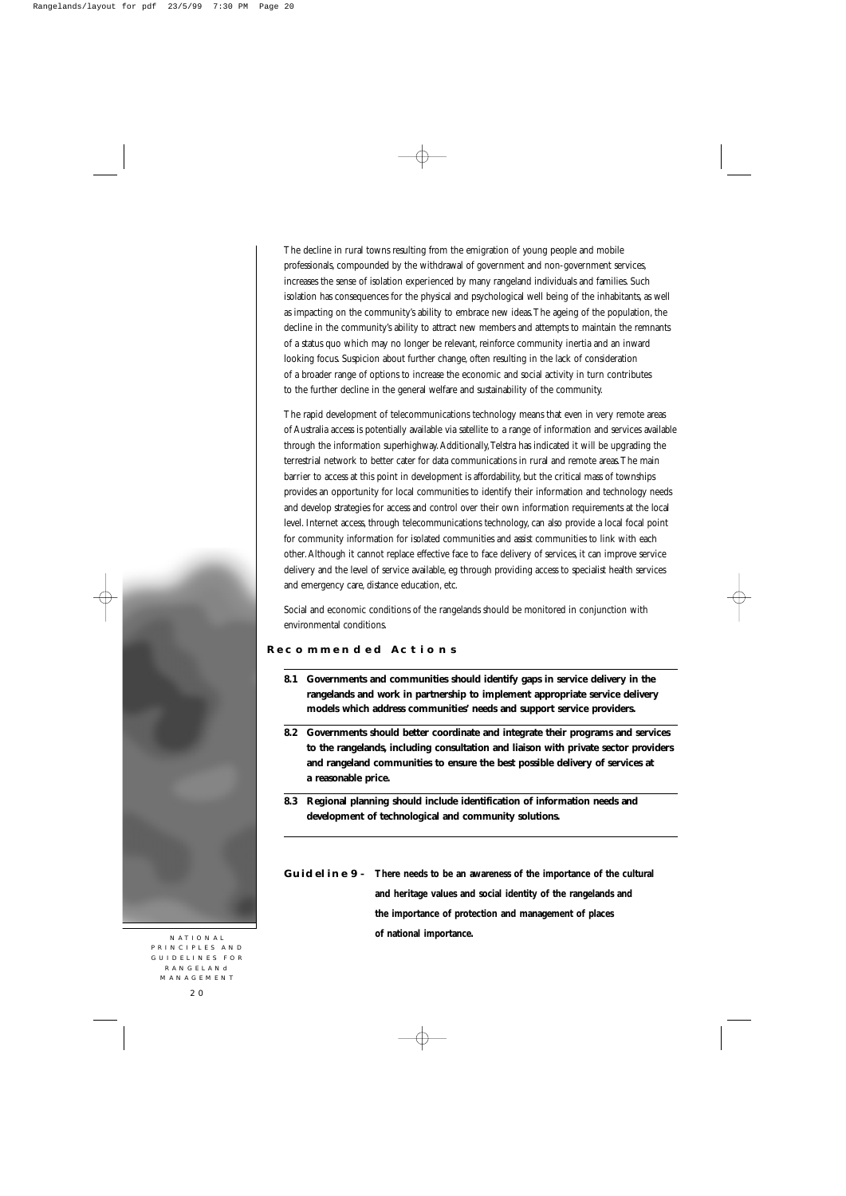The decline in rural towns resulting from the emigration of young people and mobile professionals, compounded by the withdrawal of government and non-government services, increases the sense of isolation experienced by many rangeland individuals and families. Such isolation has consequences for the physical and psychological well being of the inhabitants, as well as impacting on the community's ability to embrace new ideas. The ageing of the population, the decline in the community's ability to attract new members and attempts to maintain the remnants of a status quo which may no longer be relevant, reinforce community inertia and an inward looking focus. Suspicion about further change, often resulting in the lack of consideration of a broader range of options to increase the economic and social activity in turn contributes to the further decline in the general welfare and sustainability of the community.

The rapid development of telecommunications technology means that even in very remote areas of Australia access is potentially available via satellite to a range of information and services available through the information superhighway. Additionally, Telstra has indicated it will be upgrading the terrestrial network to better cater for data communications in rural and remote areas. The main barrier to access at this point in development is affordability, but the critical mass of townships provides an opportunity for local communities to identify their information and technology needs and develop strategies for access and control over their own information requirements at the local level. Internet access, through telecommunications technology, can also provide a local focal point for community information for isolated communities and assist communities to link with each other. Although it cannot replace effective face to face delivery of services, it can improve service delivery and the level of service available, eg through providing access to specialist health services and emergency care, distance education, etc.

Social and economic conditions of the rangelands should be monitored in conjunction with environmental conditions.

## Recommended Actions

**8.1 Governments and communities should identify gaps in service delivery in the rangelands and work in partnership to implement appropriate service delivery models which address communities' needs and support service providers.**

**8.2 Governments should better coordinate and integrate their programs and services to the rangelands, including consultation and liaison with private sector providers and rangeland communities to ensure the best possible delivery of services at a reasonable price.**

**8.3 Regional planning should include identification of information needs and development of technological and community solutions.**

**Guideline 9 - There needs to be an awareness of the importance of the cultural and heritage values and social identity of the rangelands and the importance of protection and management of places of national importance.**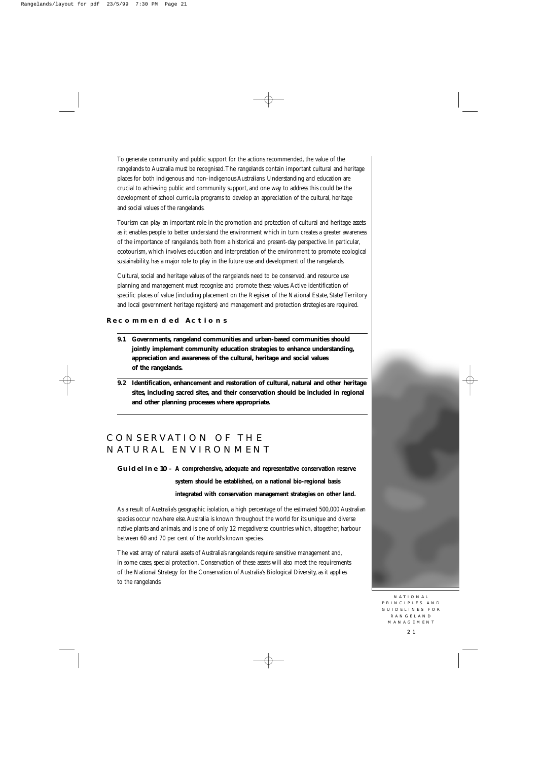To generate community and public support for the actions recommended, the value of the rangelands to Australia must be recognised. The rangelands contain important cultural and heritage places for both indigenous and non-indigenous Australians. Understanding and education are crucial to achieving public and community support, and one way to address this could be the development of school curricula programs to develop an appreciation of the cultural, heritage and social values of the rangelands.

Tourism can play an important role in the promotion and protection of cultural and heritage assets as it enables people to better understand the environment which in turn creates a greater awareness of the importance of rangelands, both from a historical and present-day perspective. In particular, ecotourism, which involves education and interpretation of the environment to promote ecological sustainability, has a major role to play in the future use and development of the rangelands.

Cultural, social and heritage values of the rangelands need to be conserved, and resource use planning and management must recognise and promote these values. Active identification of specific places of value (including placement on the Register of the National Estate, State/Territory and local government heritage registers) and management and protection strategies are required.

### Recommended Actions

**9.1 Governments, rangeland communities and urban-based communities should jointly implement community education strategies to enhance understanding, appreciation and awareness of the cultural, heritage and social values of the rangelands.**

**9.2 Identification, enhancement and restoration of cultural, natural and other heritage sites, including sacred sites, and their conservation should be included in regional and other planning processes where appropriate.**

## CONSERVATION OF THE NATURAL ENVIRONMENT

**Guideline 10 – A comprehensive, adequate and representative conservation reserve system should be established, on a national bio-regional basis integrated with conservation management strategies on other land.**

As a result of Australia's geographic isolation, a high percentage of the estimated 500,000 Australian species occur nowhere else. Australia is known throughout the world for its unique and diverse native plants and animals, and is one of only 12 megadiverse countries which, altogether, harbour between 60 and 70 per cent of the world's known species.

The vast array of natural assets of Australia's rangelands require sensitive management and, in some cases, special protection. Conservation of these assets will also meet the requirements of the National Strategy for the Conservation of Australia's Biological Diversity, as it applies to the rangelands.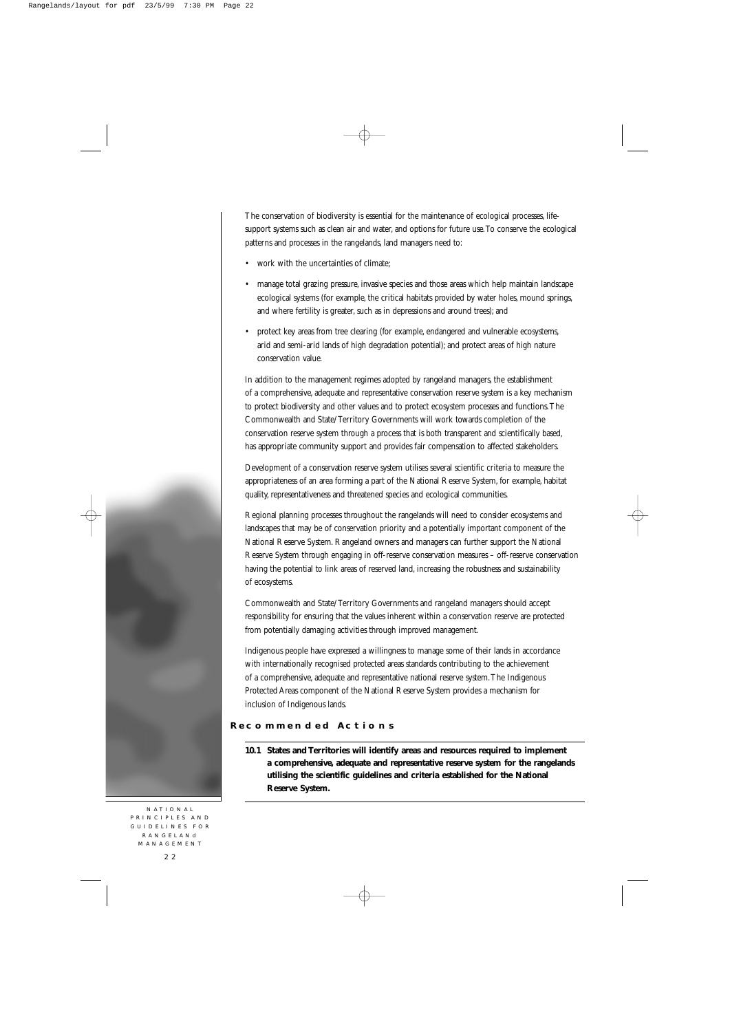The conservation of biodiversity is essential for the maintenance of ecological processes, life-support systems such as clean air and water, and options for future use. To conserve the ecological patterns and processes in the rangelands, land managers need to:

- work with the uncertainties of climate;
- manage total grazing pressure, invasive species and those areas which help maintain landscape ecological systems (for example, the critical habitats provided by water holes, mound springs, and where fertility is greater, such as in depressions and around trees); and
- protect key areas from tree clearing (for example, endangered and vulnerable ecosystems, arid and semi-arid lands of high degradation potential); and protect areas of high nature conservation value.

In addition to the management regimes adopted by rangeland managers, the establishment of a comprehensive, adequate and representative conservation reserve system is a key mechanism to protect biodiversity and other values and to protect ecosystem processes and functions. The Commonwealth and State/Territory Governments will work towards completion of the conservation reserve system through a process that is both transparent and scientifically based, has appropriate community support and provides fair compensation to affected stakeholders.

Development of a conservation reserve system utilises several scientific criteria to measure the appropriateness of an area forming a part of the National Reserve System, for example, habitat quality, representativeness and threatened species and ecological communities.

Regional planning processes throughout the rangelands will need to consider ecosystems and landscapes that may be of conservation priority and a potentially important component of the National Reserve System. Rangeland owners and managers can further support the National Reserve System through engaging in off-reserve conservation measures – off-reserve conservation having the potential to link areas of reserved land, increasing the robustness and sustainability of ecosystems.

Commonwealth and State/Territory Governments and rangeland managers should accept responsibility for ensuring that the values inherent within a conservation reserve are protected from potentially damaging activities through improved management.

Indigenous people have expressed a willingness to manage some of their lands in accordance with internationally recognised protected areas standards contributing to the achievement of a comprehensive, adequate and representative national reserve system. The Indigenous Protected Areas component of the National Reserve System provides a mechanism for inclusion of Indigenous lands.

### Recommended Actions

**10.1 States and Territories will identify areas and resources required to implement a comprehensive, adequate and representative reserve system for the rangelands utilising the scientific guidelines and criteria established for the National Reserve System.**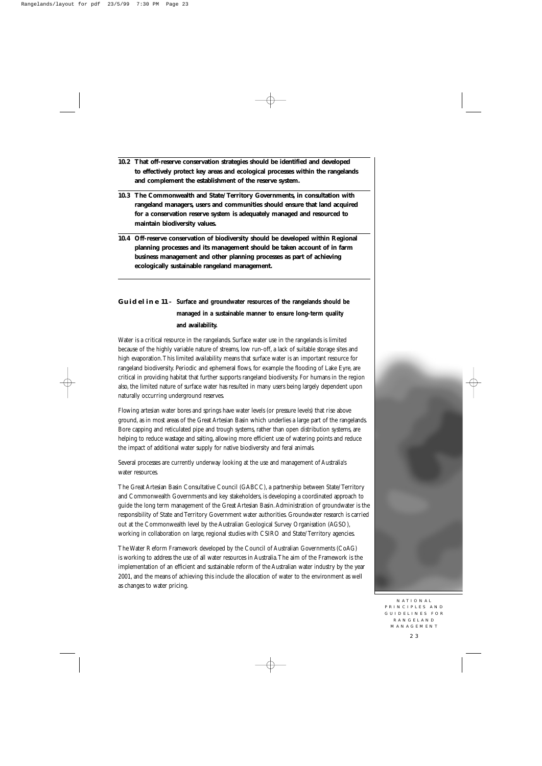**10.2 That off-reserve conservation strategies should be identified and developed to effectively protect key areas and ecological processes within the rangelands and complement the establishment of the reserve system.**

**10.3 The Commonwealth and State/Territory Governments, in consultation with rangeland managers, users and communities should ensure that land acquired for a conservation reserve system is adequately managed and resourced to maintain biodiversity values.**

**10.4 Off-reserve conservation of biodiversity should be developed within Regional planning processes and its management should be taken account of in farm business management and other planning processes as part of achieving ecologically sustainable rangeland management.**

## Guideline 11 - Surface and groundwater resources of the rangelands should be managed in a sustainable manner to ensure long-term quality and availability.

Water is a critical resource in the rangelands. Surface water use in the rangelands is limited because of the highly variable nature of streams, low run-off, a lack of suitable storage sites and high evaporation. This limited availability means that surface water is an important resource for rangeland biodiversity. Periodic and ephemeral flows, for example the flooding of Lake Eyre, are critical in providing habitat that further supports rangeland biodiversity. For humans in the region also, the limited nature of surface water has resulted in many users being largely dependent upon naturally occurring underground reserves.

Flowing artesian water bores and springs have water levels (or pressure levels) that rise above ground, as in most areas of the Great Artesian Basin which underlies a large part of the rangelands. Bore capping and reticulated pipe and trough systems, rather than open distribution systems, are helping to reduce wastage and salting, allowing more efficient use of watering points and reduce the impact of additional water supply for native biodiversity and feral animals.

Several processes are currently underway looking at the use and management of Australia's water resources.

The Great Artesian Basin Consultative Council (GABCC), a partnership between State/Territory and Commonwealth Governments and key stakeholders, is developing a coordinated approach to guide the long term management of the Great Artesian Basin. Administration of groundwater is the responsibility of State and Territory Government water authorities. Groundwater research is carried out at the Commonwealth level by the Australian Geological Survey Organisation (AGSO), working in collaboration on large, regional studies with CSIRO and State/Territory agencies.

The Water Reform Framework developed by the Council of Australian Governments (CoAG) is working to address the use of all water resources in Australia. The aim of the Framework is the implementation of an efficient and sustainable reform of the Australian water industry by the year 2001, and the means of achieving this include the allocation of water to the environment as well as changes to water pricing.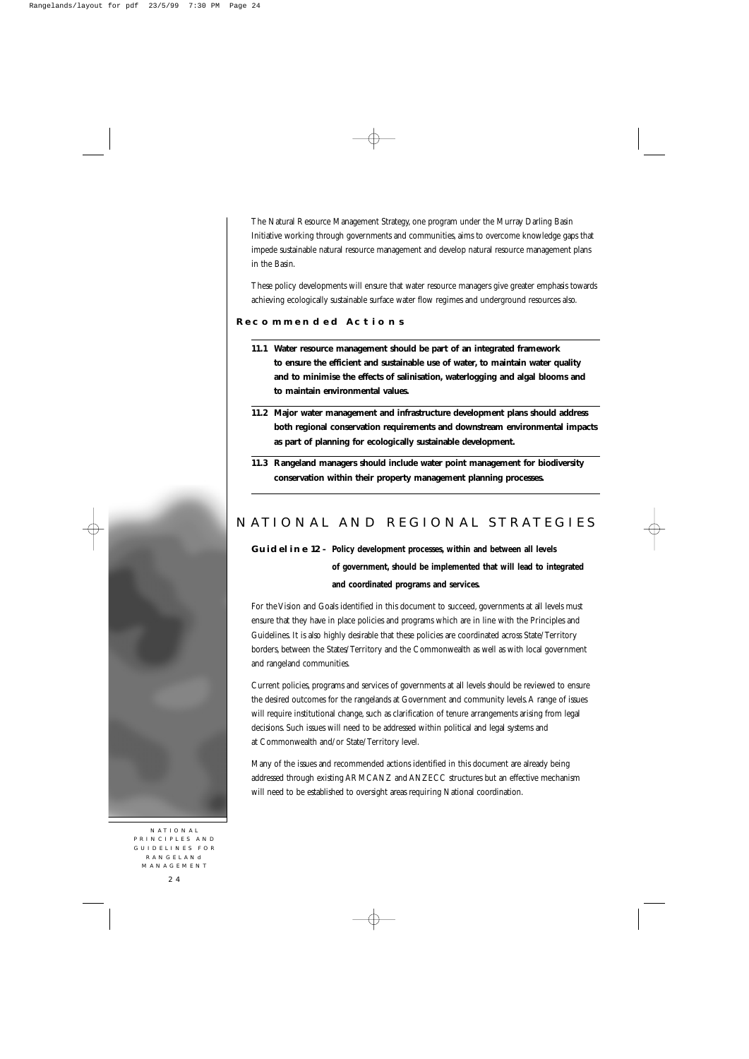The Natural Resource Management Strategy, one program under the Murray Darling Basin Initiative working through governments and communities, aims to overcome knowledge gaps that impede sustainable natural resource management and develop natural resource management plans in the Basin.

These policy developments will ensure that water resource managers give greater emphasis towards achieving ecologically sustainable surface water flow regimes and underground resources also.

### Recommended Actions

**11.1 Water resource management should be part of an integrated framework to ensure the efficient and sustainable use of water, to maintain water quality and to minimise the effects of salinisation, waterlogging and algal blooms and to maintain environmental values.**

**11.2 Major water management and infrastructure development plans should address both regional conservation requirements and downstream environmental impacts as part of planning for ecologically sustainable development.**

**11.3 Rangeland managers should include water point management for biodiversity conservation within their property management planning processes.**

## NATIONAL AND REGIONAL STRATEGIES

**Guideline 12 – Policy development processes, within and between all levels of government, should be implemented that will lead to integrated and coordinated programs and services.**

For the Vision and Goals identified in this document to succeed, governments at all levels must ensure that they have in place policies and programs which are in line with the Principles and Guidelines. It is also highly desirable that these policies are coordinated across State/Territory borders, between the States/Territory and the Commonwealth as well as with local government and rangeland communities.

Current policies, programs and services of governments at all levels should be reviewed to ensure the desired outcomes for the rangelands at Government and community levels. A range of issues will require institutional change, such as clarification of tenure arrangements arising from legal decisions. Such issues will need to be addressed within political and legal systems and at Commonwealth and/or State/Territory level.

Many of the issues and recommended actions identified in this document are already being addressed through existing ARMCANZ and ANZECC structures but an effective mechanism will need to be established to oversight areas requiring National coordination.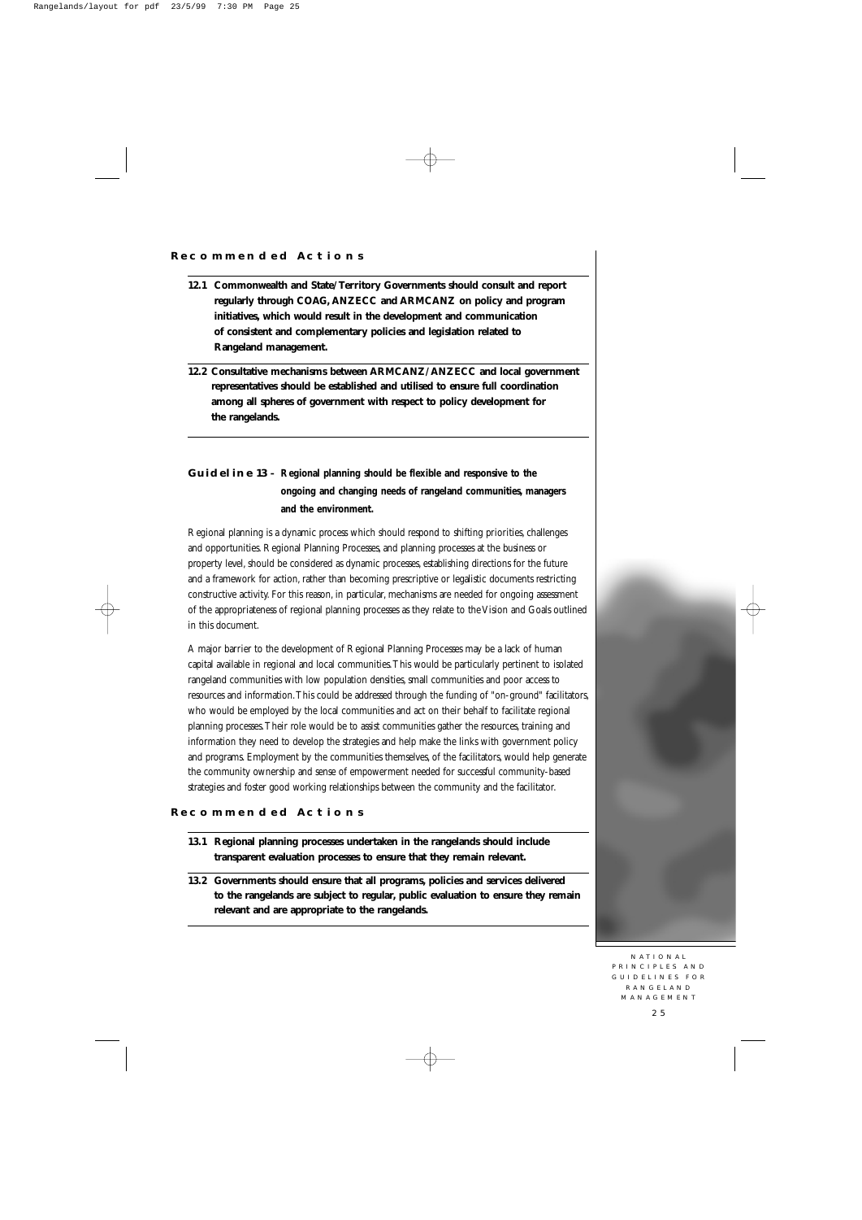### Recommended Actions

**12.1 Commonwealth and State/Territory Governments should consult and report regularly through COAG, ANZECC and ARMCANZ on policy and program initiatives, which would result in the development and communication of consistent and complementary policies and legislation related to Rangeland management.**

**12.2 Consultative mechanisms between ARMCANZ/ANZECC and local government representatives should be established and utilised to ensure full coordination among all spheres of government with respect to policy development for the rangelands.**

## Guideline 13 - Regional planning should be flexible and responsive to the ongoing and changing needs of rangeland communities, managers and the environment.

Regional planning is a dynamic process which should respond to shifting priorities, challenges and opportunities. Regional Planning Processes, and planning processes at the business or property level, should be considered as dynamic processes, establishing directions for the future and a framework for action, rather than becoming prescriptive or legalistic documents restricting constructive activity. For this reason, in particular, mechanisms are needed for ongoing assessment of the appropriateness of regional planning processes as they relate to the Vision and Goals outlined in this document.

A major barrier to the development of Regional Planning Processes may be a lack of human capital available in regional and local communities. This would be particularly pertinent to isolated rangeland communities with low population densities, small communities and poor access to resources and information. This could be addressed through the funding of "on-ground" facilitators, who would be employed by the local communities and act on their behalf to facilitate regional planning processes. Their role would be to assist communities gather the resources, training and information they need to develop the strategies and help make the links with government policy and programs. Employment by the communities themselves, of the facilitators, would help generate the community ownership and sense of empowerment needed for successful community-based strategies and foster good working relationships between the community and the facilitator.

### Recommended Actions

**13.1 Regional planning processes undertaken in the rangelands should include transparent evaluation processes to ensure that they remain relevant.**

**13.2 Governments should ensure that all programs, policies and services delivered to the rangelands are subject to regular, public evaluation to ensure they remain relevant and are appropriate to the rangelands.**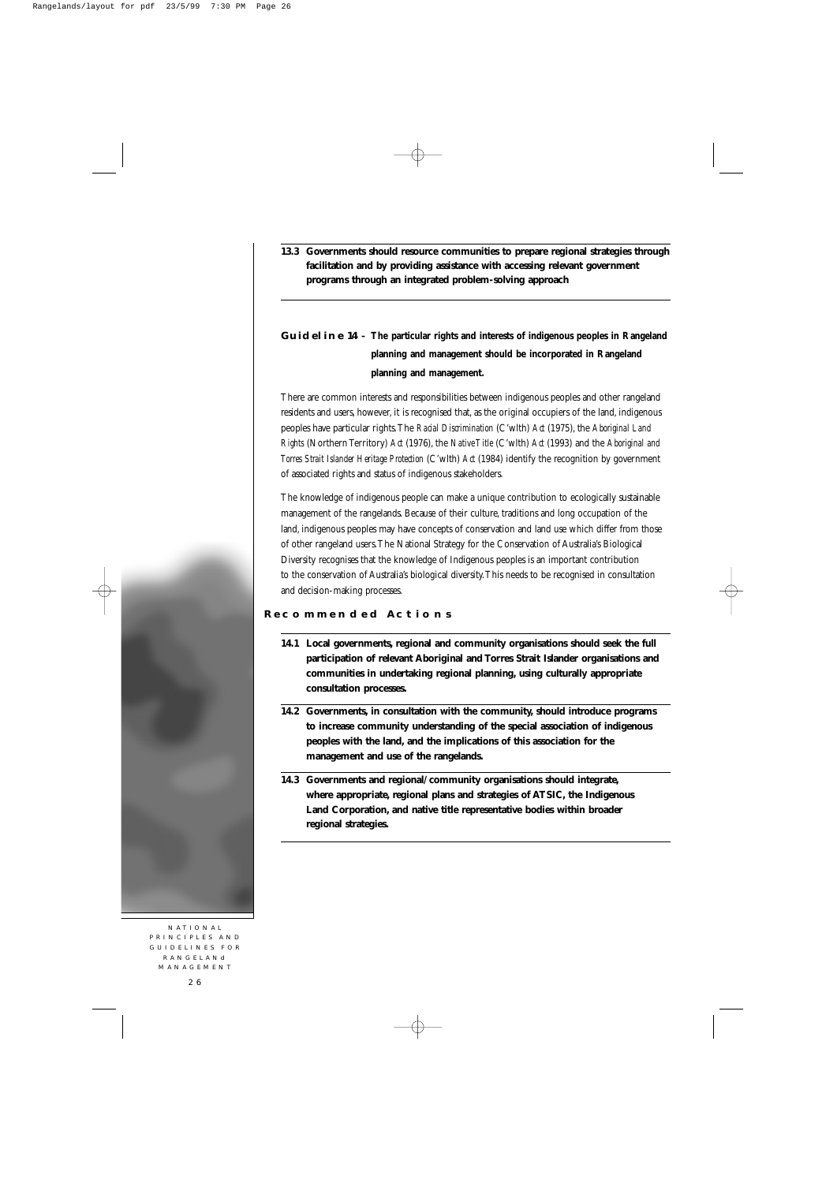**13.3 Governments should resource communities to prepare regional strategies through facilitation and by providing assistance with accessing relevant government programs through an integrated problem-solving approach**

## Guideline 14 – The particular rights and interests of indigenous peoples in Rangeland planning and management should be incorporated in Rangeland planning and management.

There are common interests and responsibilities between indigenous peoples and other rangeland residents and users, however, it is recognised that, as the original occupiers of the land, indigenous peoples have particular rights. The *Racial Discrimination* (C'wlth) *Act* (1975), the *Aboriginal Land Rights* (Northern Territory) *Act* (1976), the *Native Title* (C'wlth) *Act* (1993) and the *Aboriginal and Torres Strait Islander Heritage Protection* (C'wlth) *Act* (1984) identify the recognition by government of associated rights and status of indigenous stakeholders.

The knowledge of indigenous people can make a unique contribution to ecologically sustainable management of the rangelands. Because of their culture, traditions and long occupation of the land, indigenous peoples may have concepts of conservation and land use which differ from those of other rangeland users. The National Strategy for the Conservation of Australia's Biological Diversity recognises that the knowledge of Indigenous peoples is an important contribution to the conservation of Australia's biological diversity. This needs to be recognised in consultation and decision-making processes.

### Recommended Actions

**14.1 Local governments, regional and community organisations should seek the full participation of relevant Aboriginal and Torres Strait Islander organisations and communities in undertaking regional planning, using culturally appropriate consultation processes.**

**14.2 Governments, in consultation with the community, should introduce programs to increase community understanding of the special association of indigenous peoples with the land, and the implications of this association for the management and use of the rangelands.**

**14.3 Governments and regional/community organisations should integrate, where appropriate, regional plans and strategies of ATSIC, the Indigenous Land Corporation, and native title representative bodies within broader regional strategies.**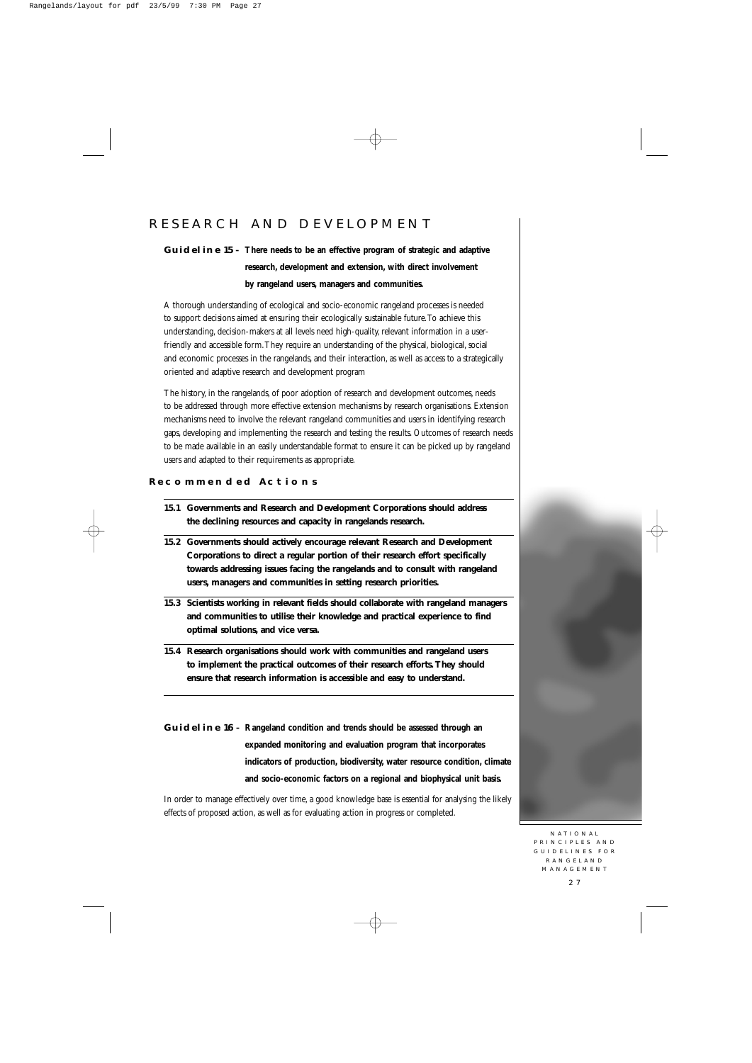# RESEARCH AND DEVELOPMENT

**Guideline 15 – There needs to be an effective program of strategic and adaptive research, development and extension, with direct involvement by rangeland users, managers and communities.**

A thorough understanding of ecological and socio-economic rangeland processes is needed to support decisions aimed at ensuring their ecologically sustainable future. To achieve this understanding, decision-makers at all levels need high-quality, relevant information in a user-friendly and accessible form. They require an understanding of the physical, biological, social and economic processes in the rangelands, and their interaction, as well as access to a strategically oriented and adaptive research and development program

The history, in the rangelands, of poor adoption of research and development outcomes, needs to be addressed through more effective extension mechanisms by research organisations. Extension mechanisms need to involve the relevant rangeland communities and users in identifying research gaps, developing and implementing the research and testing the results. Outcomes of research needs to be made available in an easily understandable format to ensure it can be picked up by rangeland users and adapted to their requirements as appropriate.

## Recommended Actions

**15.1 Governments and Research and Development Corporations should address the declining resources and capacity in rangelands research.**

**15.2 Governments should actively encourage relevant Research and Development Corporations to direct a regular portion of their research effort specifically towards addressing issues facing the rangelands and to consult with rangeland users, managers and communities in setting research priorities.**

**15.3 Scientists working in relevant fields should collaborate with rangeland managers and communities to utilise their knowledge and practical experience to find optimal solutions, and vice versa.**

**15.4 Research organisations should work with communities and rangeland users to implement the practical outcomes of their research efforts. They should ensure that research information is accessible and easy to understand.**

**Guideline 16 – Rangeland condition and trends should be assessed through an expanded monitoring and evaluation program that incorporates indicators of production, biodiversity, water resource condition, climate and socio-economic factors on a regional and biophysical unit basis.**

In order to manage effectively over time, a good knowledge base is essential for analysing the likely effects of proposed action, as well as for evaluating action in progress or completed.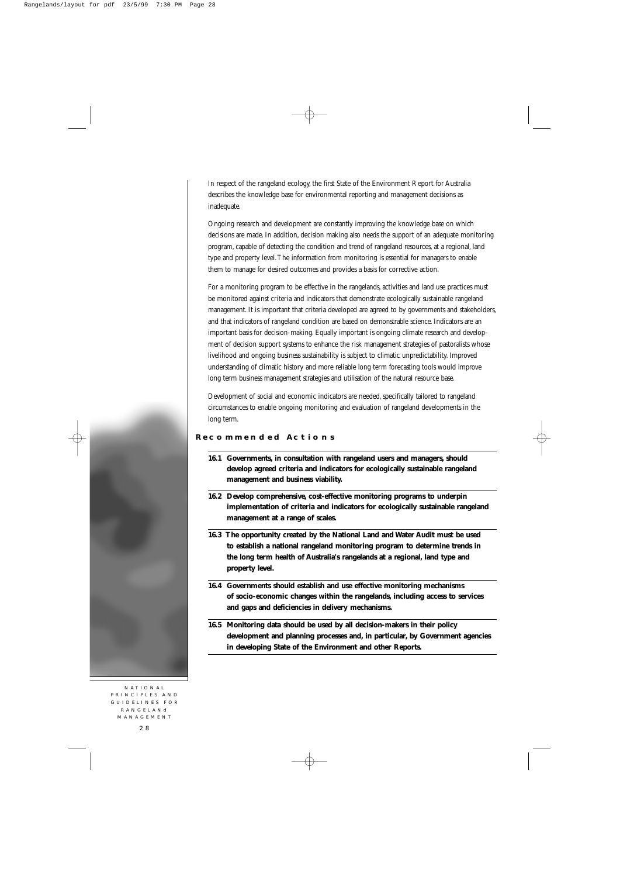In respect of the rangeland ecology, the first State of the Environment Report for Australia describes the knowledge base for environmental reporting and management decisions as inadequate.

Ongoing research and development are constantly improving the knowledge base on which decisions are made. In addition, decision making also needs the support of an adequate monitoring program, capable of detecting the condition and trend of rangeland resources, at a regional, land type and property level. The information from monitoring is essential for managers to enable them to manage for desired outcomes and provides a basis for corrective action.

For a monitoring program to be effective in the rangelands, activities and land use practices must be monitored against criteria and indicators that demonstrate ecologically sustainable rangeland management. It is important that criteria developed are agreed to by governments and stakeholders, and that indicators of rangeland condition are based on demonstrable science. Indicators are an important basis for decision-making. Equally important is ongoing climate research and development of decision support systems to enhance the risk management strategies of pastoralists whose livelihood and ongoing business sustainability is subject to climatic unpredictability. Improved understanding of climatic history and more reliable long term forecasting tools would improve long term business management strategies and utilisation of the natural resource base.

Development of social and economic indicators are needed, specifically tailored to rangeland circumstances to enable ongoing monitoring and evaluation of rangeland developments in the long term.

## Recommended Actions

**16.1 Governments, in consultation with rangeland users and managers, should develop agreed criteria and indicators for ecologically sustainable rangeland management and business viability.**

**16.2 Develop comprehensive, cost-effective monitoring programs to underpin implementation of criteria and indicators for ecologically sustainable rangeland management at a range of scales.**

**16.3 The opportunity created by the National Land and Water Audit must be used to establish a national rangeland monitoring program to determine trends in the long term health of Australia's rangelands at a regional, land type and property level.**

**16.4 Governments should establish and use effective monitoring mechanisms of socio-economic changes within the rangelands, including access to services and gaps and deficiencies in delivery mechanisms.**

**16.5 Monitoring data should be used by all decision-makers in their policy development and planning processes and, in particular, by Government agencies in developing State of the Environment and other Reports.**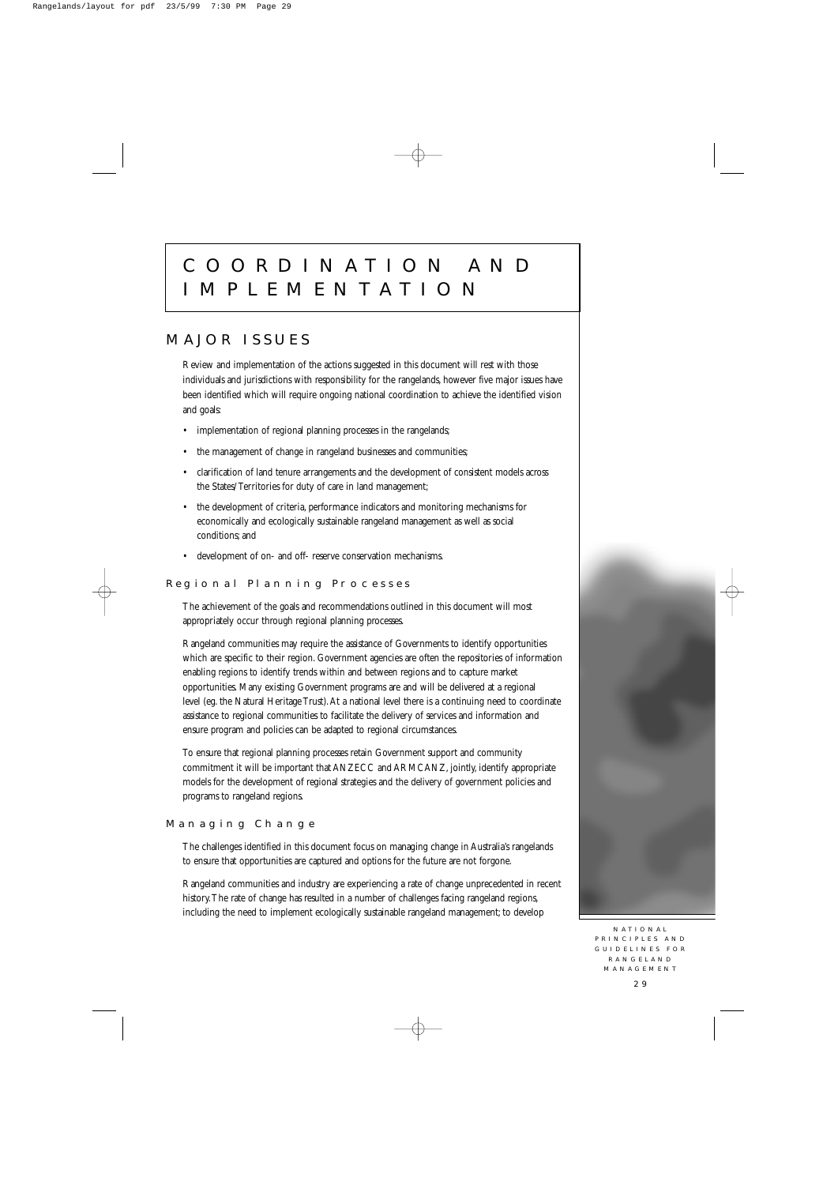# COORDINATION AND IMPLEMENTATION

## MAJOR ISSUES

Review and implementation of the actions suggested in this document will rest with those individuals and jurisdictions with responsibility for the rangelands, however five major issues have been identified which will require ongoing national coordination to achieve the identified vision and goals:

- implementation of regional planning processes in the rangelands;
- the management of change in rangeland businesses and communities;
- clarification of land tenure arrangements and the development of consistent models across the States/Territories for duty of care in land management;
- the development of criteria, performance indicators and monitoring mechanisms for economically and ecologically sustainable rangeland management as well as social conditions; and
- development of on- and off- reserve conservation mechanisms.

### Regional Planning Processes

The achievement of the goals and recommendations outlined in this document will most appropriately occur through regional planning processes.

Rangeland communities may require the assistance of Governments to identify opportunities which are specific to their region. Government agencies are often the repositories of information enabling regions to identify trends within and between regions and to capture market opportunities. Many existing Government programs are and will be delivered at a regional level (eg. the Natural Heritage Trust). At a national level there is a continuing need to coordinate assistance to regional communities to facilitate the delivery of services and information and ensure program and policies can be adapted to regional circumstances.

To ensure that regional planning processes retain Government support and community commitment it will be important that ANZECC and ARMCANZ, jointly, identify appropriate models for the development of regional strategies and the delivery of government policies and programs to rangeland regions.

### Managing Change

The challenges identified in this document focus on managing change in Australia's rangelands to ensure that opportunities are captured and options for the future are not forgone.

Rangeland communities and industry are experiencing a rate of change unprecedented in recent history. The rate of change has resulted in a number of challenges facing rangeland regions, including the need to implement ecologically sustainable rangeland management; to develop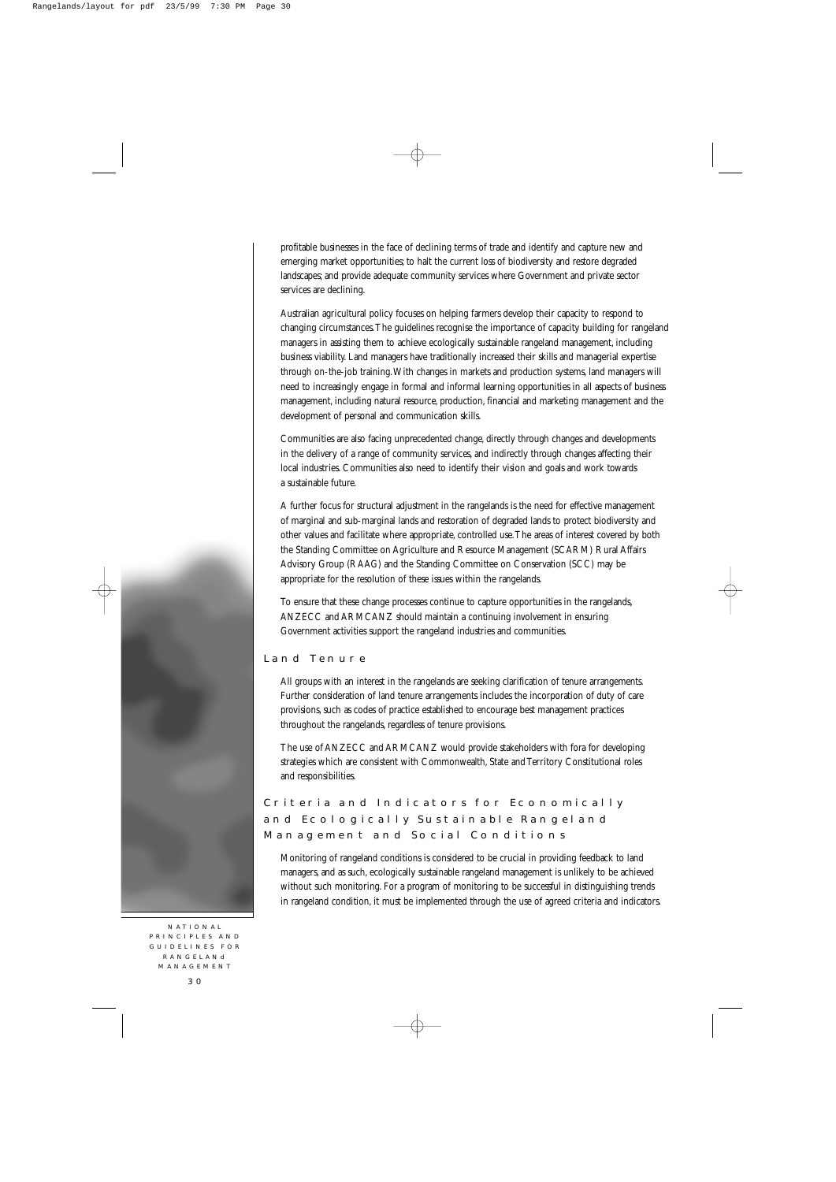profitable businesses in the face of declining terms of trade and identify and capture new and emerging market opportunities; to halt the current loss of biodiversity and restore degraded landscapes; and provide adequate community services where Government and private sector services are declining.

Australian agricultural policy focuses on helping farmers develop their capacity to respond to changing circumstances. The guidelines recognise the importance of capacity building for rangeland managers in assisting them to achieve ecologically sustainable rangeland management, including business viability. Land managers have traditionally increased their skills and managerial expertise through on-the-job training. With changes in markets and production systems, land managers will need to increasingly engage in formal and informal learning opportunities in all aspects of business management, including natural resource, production, financial and marketing management and the development of personal and communication skills.

Communities are also facing unprecedented change, directly through changes and developments in the delivery of a range of community services, and indirectly through changes affecting their local industries. Communities also need to identify their vision and goals and work towards a sustainable future.

A further focus for structural adjustment in the rangelands is the need for effective management of marginal and sub-marginal lands and restoration of degraded lands to protect biodiversity and other values and facilitate where appropriate, controlled use. The areas of interest covered by both the Standing Committee on Agriculture and Resource Management (SCARM) Rural Affairs Advisory Group (RAAG) and the Standing Committee on Conservation (SCC) may be appropriate for the resolution of these issues within the rangelands.

To ensure that these change processes continue to capture opportunities in the rangelands, ANZECC and ARMCANZ should maintain a continuing involvement in ensuring Government activities support the rangeland industries and communities.

## Land Tenure

All groups with an interest in the rangelands are seeking clarification of tenure arrangements. Further consideration of land tenure arrangements includes the incorporation of duty of care provisions, such as codes of practice established to encourage best management practices throughout the rangelands, regardless of tenure provisions.

The use of ANZECC and ARMCANZ would provide stakeholders with fora for developing strategies which are consistent with Commonwealth, State and Territory Constitutional roles and responsibilities.

## Criteria and Indicators for Economically and Ecologically Sustainable Rangeland Management and Social Conditions

Monitoring of rangeland conditions is considered to be crucial in providing feedback to land managers, and as such, ecologically sustainable rangeland management is unlikely to be achieved without such monitoring. For a program of monitoring to be successful in distinguishing trends in rangeland condition, it must be implemented through the use of agreed criteria and indicators.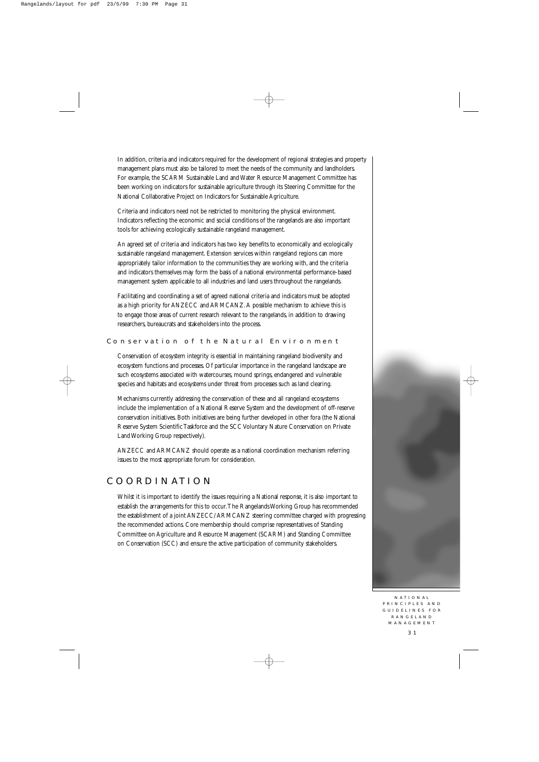In addition, criteria and indicators required for the development of regional strategies and property management plans must also be tailored to meet the needs of the community and landholders. For example, the SCARM Sustainable Land and Water Resource Management Committee has been working on indicators for sustainable agriculture through its Steering Committee for the National Collaborative Project on Indicators for Sustainable Agriculture.

Criteria and indicators need not be restricted to monitoring the physical environment. Indicators reflecting the economic and social conditions of the rangelands are also important tools for achieving ecologically sustainable rangeland management.

An agreed set of criteria and indicators has two key benefits to economically and ecologically sustainable rangeland management. Extension services within rangeland regions can more appropriately tailor information to the communities they are working with, and the criteria and indicators themselves may form the basis of a national environmental performance-based management system applicable to all industries and land users throughout the rangelands.

Facilitating and coordinating a set of agreed national criteria and indicators must be adopted as a high priority for ANZECC and ARMCANZ. A possible mechanism to achieve this is to engage those areas of current research relevant to the rangelands, in addition to drawing researchers, bureaucrats and stakeholders into the process.

### Conservation of the Natural Environment

Conservation of ecosystem integrity is essential in maintaining rangeland biodiversity and ecosystem functions and processes. Of particular importance in the rangeland landscape are such ecosystems associated with watercourses, mound springs, endangered and vulnerable species and habitats and ecosystems under threat from processes such as land clearing.

Mechanisms currently addressing the conservation of these and all rangeland ecosystems include the implementation of a National Reserve System and the development of off-reserve conservation initiatives. Both initiatives are being further developed in other fora (the National Reserve System Scientific Taskforce and the SCC Voluntary Nature Conservation on Private Land Working Group respectively).

ANZECC and ARMCANZ should operate as a national coordination mechanism referring issues to the most appropriate forum for consideration.

## COORDINATION

Whilst it is important to identify the issues requiring a National response, it is also important to establish the arrangements for this to occur. The Rangelands Working Group has recommended the establishment of a joint ANZECC/ARMCANZ steering committee charged with progressing the recommended actions. Core membership should comprise representatives of Standing Committee on Agriculture and Resource Management (SCARM) and Standing Committee on Conservation (SCC) and ensure the active participation of community stakeholders.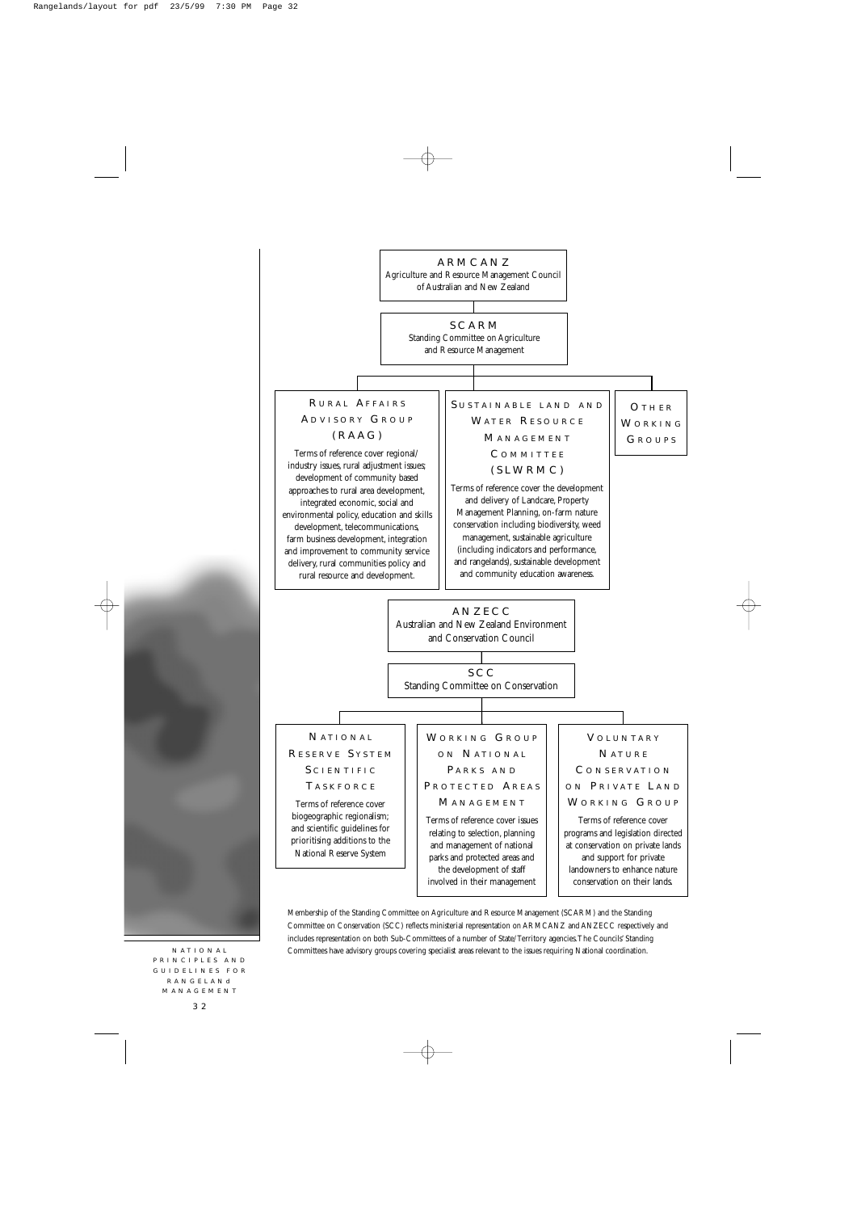## ARMCANZ

Agriculture and Resource Management Council of Australian and New Zealand

### SCARM

Standing Committee on Agriculture and Resource Management

#### Rural Affairs Advisory Group (RAAG)

Terms of reference cover regional/ industry issues, rural adjustment issues; development of community based approaches to rural area development, integrated economic, social and environmental policy, education and skills development, telecommunications, farm business development, integration and improvement to community service delivery, rural communities policy and rural resource and development.

#### Sustainable land and Water Resource Management Committee (SLWRMC)

Terms of reference cover the development and delivery of Landcare, Property Management Planning, on-farm nature conservation including biodiversity, weed management, sustainable agriculture (including indicators and performance, and rangelands), sustainable development and community education awareness.

#### Other Working Groups

## ANZECC

Australian and New Zealand Environment and Conservation Council

### SCC

Standing Committee on Conservation

#### National Reserve System Scientific Taskforce

Terms of reference cover biogeographic regionalism; and scientific guidelines for prioritising additions to the National Reserve System

#### Working Group on National Parks and Protected Areas Management

Terms of reference cover issues relating to selection, planning and management of national parks and protected areas and the development of staff involved in their management

#### Voluntary Nature Conservation on Private Land Working Group

Terms of reference cover programs and legislation directed at conservation on private lands and support for private landowners to enhance nature conservation on their lands.

Membership of the Standing Committee on Agriculture and Resource Management (SCARM) and the Standing Committee on Conservation (SCC) reflects ministerial representation on ARMCANZ and ANZECC respectively and includes representation on both Sub-Committees of a number of State/Territory agencies.The Councils' Standing Committees have advisory groups covering specialist areas relevant to the issues requiring National coordination.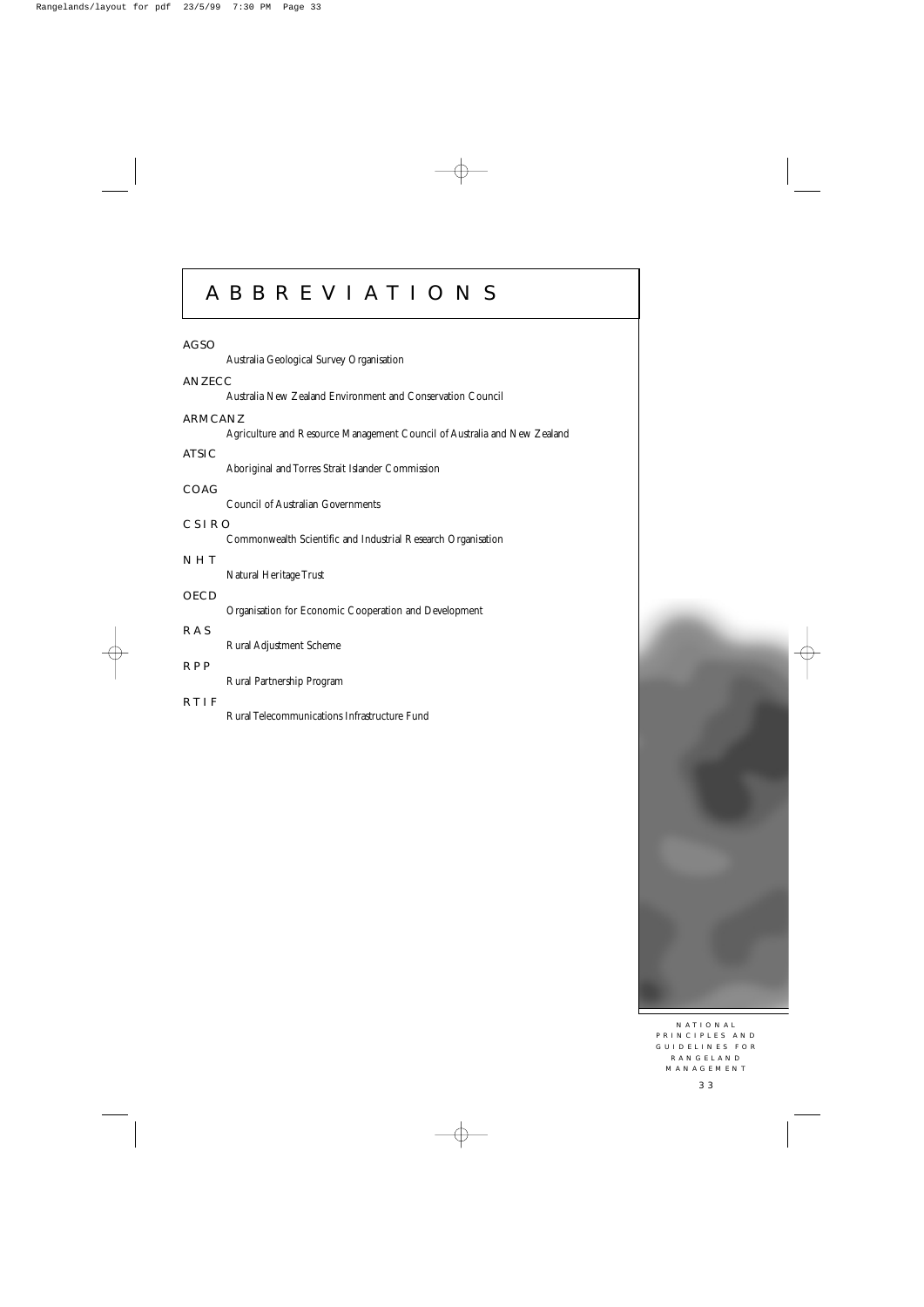# ABBREVIATIONS

**AGSO**
*Australia Geological Survey Organisation*

**ANZECC**
*Australia New Zealand Environment and Conservation Council*

**ARMCANZ**
*Agriculture and Resource Management Council of Australia and New Zealand*

**ATSIC**
*Aboriginal and Torres Strait Islander Commission*

**COAG**
*Council of Australian Governments*

**CSIRO**
*Commonwealth Scientific and Industrial Research Organisation*

**NHT**
*Natural Heritage Trust*

**OECD**
*Organisation for Economic Cooperation and Development*

**RAS**
*Rural Adjustment Scheme*

**RPP**
*Rural Partnership Program*

**RTIF**
*Rural Telecommunications Infrastructure Fund*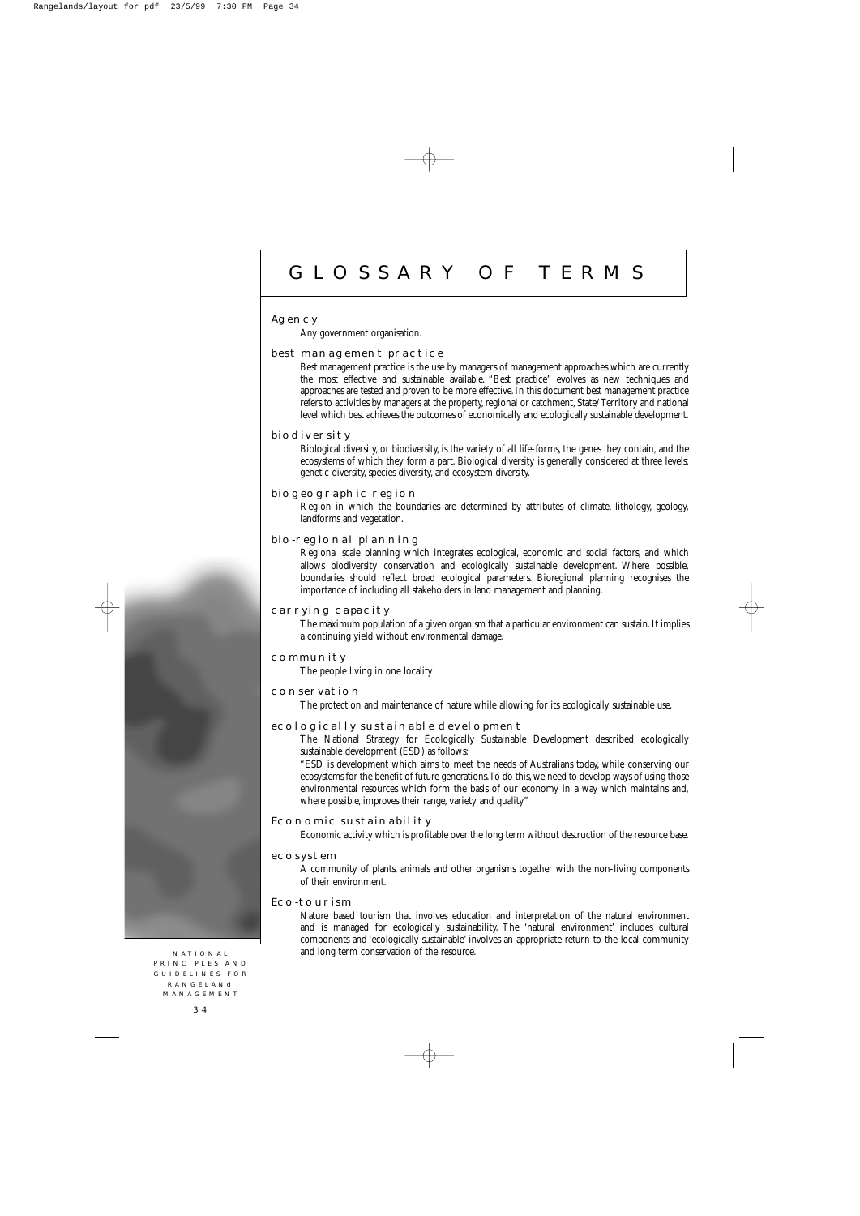# GLOSSARY OF TERMS

**Agency**

Any government organisation.

**best management practice**

Best management practice is the use by managers of management approaches which are currently the most effective and sustainable available. "Best practice" evolves as new techniques and approaches are tested and proven to be more effective. In this document best management practice refers to activities by managers at the property, regional or catchment, State/Territory and national level which best achieves the outcomes of economically and ecologically sustainable development.

**biodiversity**

Biological diversity, or biodiversity, is the variety of all life-forms, the genes they contain, and the ecosystems of which they form a part. Biological diversity is generally considered at three levels: genetic diversity, species diversity, and ecosystem diversity.

**biogeographic region**

Region in which the boundaries are determined by attributes of climate, lithology, geology, landforms and vegetation.

**bio-regional planning**

Regional scale planning which integrates ecological, economic and social factors, and which allows biodiversity conservation and ecologically sustainable development. Where possible, boundaries should reflect broad ecological parameters. Bioregional planning recognises the importance of including all stakeholders in land management and planning.

**carrying capacity**

The maximum population of a given organism that a particular environment can sustain. It implies a continuing yield without environmental damage.

**community**

The people living in one locality

**conservation**

The protection and maintenance of nature while allowing for its ecologically sustainable use.

**ecologically sustainable development**

The National Strategy for Ecologically Sustainable Development described ecologically sustainable development (ESD) as follows:

"ESD is development which aims to meet the needs of Australians today, while conserving our ecosystems for the benefit of future generations.To do this, we need to develop ways of using those environmental resources which form the basis of our economy in a way which maintains and, where possible, improves their range, variety and quality"

**Economic sustainability**

Economic activity which is profitable over the long term without destruction of the resource base.

**ecosystem**

A community of plants, animals and other organisms together with the non-living components of their environment.

**Eco-tourism**

Nature based tourism that involves education and interpretation of the natural environment and is managed for ecologically sustainability. The 'natural environment' includes cultural components and 'ecologically sustainable' involves an appropriate return to the local community and long term conservation of the resource.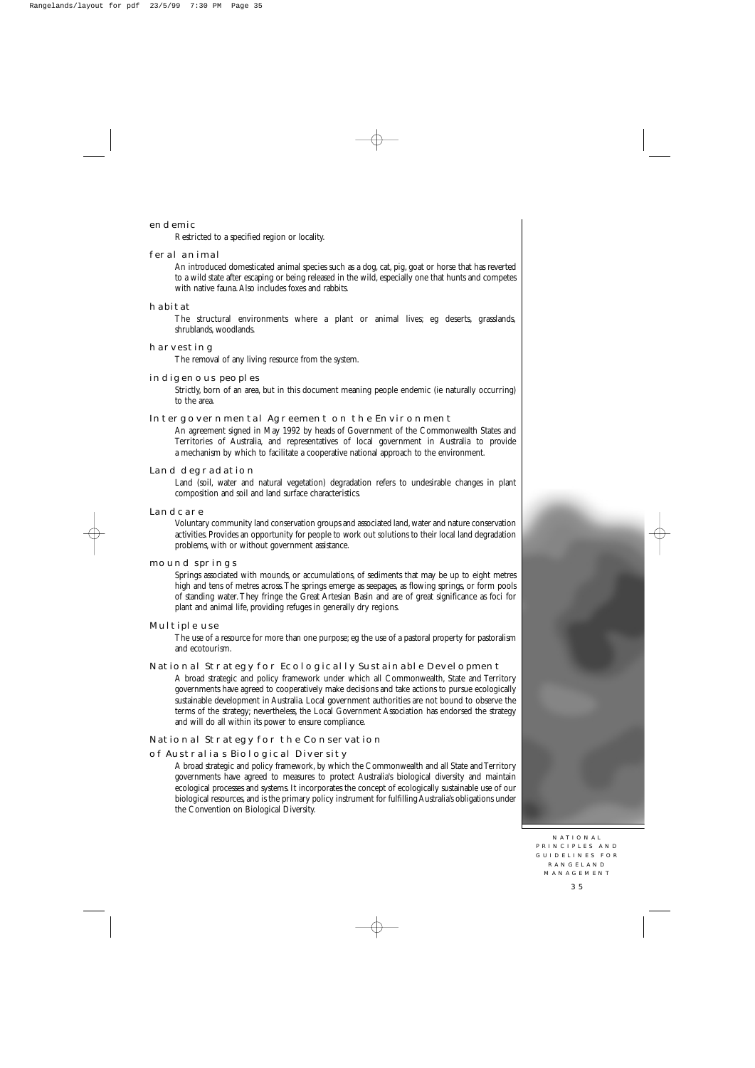**endemic**

Restricted to a specified region or locality.

**feral animal**

An introduced domesticated animal species such as a dog, cat, pig, goat or horse that has reverted to a wild state after escaping or being released in the wild, especially one that hunts and competes with native fauna. Also includes foxes and rabbits.

**habitat**

The structural environments where a plant or animal lives; eg deserts, grasslands, shrublands, woodlands.

**harvesting**

The removal of any living resource from the system.

**indigenous peoples**

Strictly, born of an area, but in this document meaning people endemic (ie naturally occurring) to the area.

**Intergovernmental Agreement on the Environment**

An agreement signed in May 1992 by heads of Government of the Commonwealth States and Territories of Australia, and representatives of local government in Australia to provide a mechanism by which to facilitate a cooperative national approach to the environment.

**Land degradation**

Land (soil, water and natural vegetation) degradation refers to undesirable changes in plant composition and soil and land surface characteristics.

**Landcare**

Voluntary community land conservation groups and associated land, water and nature conservation activities. Provides an opportunity for people to work out solutions to their local land degradation problems, with or without government assistance.

**mound springs**

Springs associated with mounds, or accumulations, of sediments that may be up to eight metres high and tens of metres across. The springs emerge as seepages, as flowing springs, or form pools of standing water. They fringe the Great Artesian Basin and are of great significance as foci for plant and animal life, providing refuges in generally dry regions.

**Multiple use**

The use of a resource for more than one purpose; eg the use of a pastoral property for pastoralism and ecotourism.

**National Strategy for Ecologically Sustainable Development**

A broad strategic and policy framework under which all Commonwealth, State and Territory governments have agreed to cooperatively make decisions and take actions to pursue ecologically sustainable development in Australia. Local government authorities are not bound to observe the terms of the strategy; nevertheless, the Local Government Association has endorsed the strategy and will do all within its power to ensure compliance.

**National Strategy for the Conservation of Australias Biological Diversity**

A broad strategic and policy framework, by which the Commonwealth and all State and Territory governments have agreed to measures to protect Australia's biological diversity and maintain ecological processes and systems. It incorporates the concept of ecologically sustainable use of our biological resources, and is the primary policy instrument for fulfilling Australia's obligations under the Convention on Biological Diversity.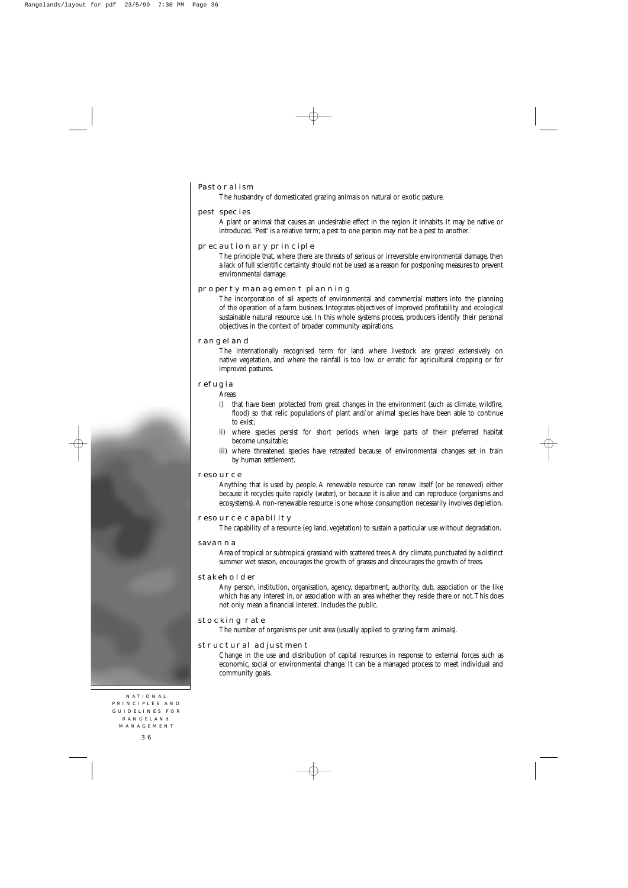**Pastoralism**

The husbandry of domesticated grazing animals on natural or exotic pasture.

**pest species**

A plant or animal that causes an undesirable effect in the region it inhabits. It may be native or introduced. 'Pest' is a relative term; a pest to one person may not be a pest to another.

**precautionary principle**

The principle that, where there are threats of serious or irreversible environmental damage, then a lack of full scientific certainty should not be used as a reason for postponing measures to prevent environmental damage.

**property management planning**

The incorporation of all aspects of environmental and commercial matters into the planning of the operation of a farm business. Integrates objectives of improved profitability and ecological sustainable natural resource use. In this whole systems process, producers identify their personal objectives in the context of broader community aspirations.

**rangeland**

The internationally recognised term for land where livestock are grazed extensively on native vegetation, and where the rainfall is too low or erratic for agricultural cropping or for improved pastures.

**refugia**

Areas:

i) that have been protected from great changes in the environment (such as climate, wildfire, flood) so that relic populations of plant and/or animal species have been able to continue to exist;
ii) where species persist for short periods when large parts of their preferred habitat become unsuitable;
iii) where threatened species have retreated because of environmental changes set in train by human settlement.

**resource**

Anything that is used by people. A renewable resource can renew itself (or be renewed) either because it recycles quite rapidly (water), or because it is alive and can reproduce (organisms and ecosystems). A non-renewable resource is one whose consumption necessarily involves depletion.

**resource capability**

The capability of a resource (eg land, vegetation) to sustain a particular use without degradation.

**savanna**

Area of tropical or subtropical grassland with scattered trees. A dry climate, punctuated by a distinct summer wet season, encourages the growth of grasses and discourages the growth of trees.

**stakeholder**

Any person, institution, organisation, agency, department, authority, dub, association or the like which has any interest in, or association with an area whether they reside there or not. This does not only mean a financial interest. Includes the public.

**stocking rate**

The number of organisms per unit area (usually applied to grazing farm animals).

**structural adjustment**

Change in the use and distribution of capital resources in response to external forces such as economic, social or environmental change. It can be a managed process to meet individual and community goals.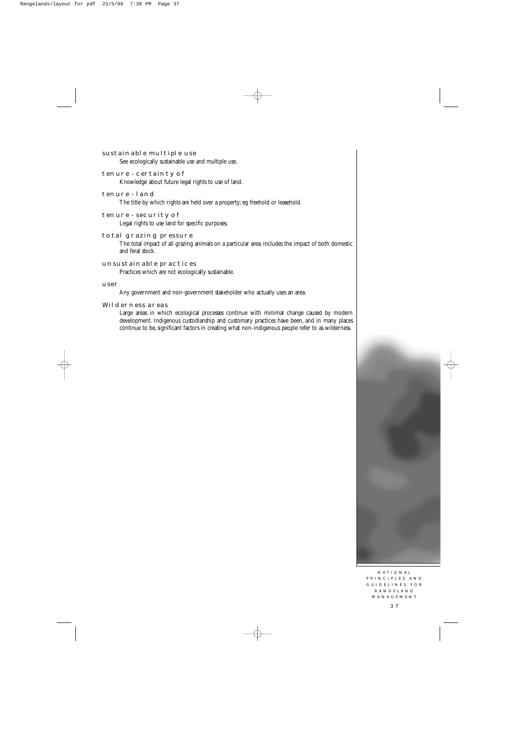**sustainable multiple use**

See ecologically sustainable use and multiple use.

**tenure - certainty of**

Knowledge about future legal rights to use of land.

**tenure - land**

The title by which rights are held over a property; eg freehold or leasehold.

**tenure - security of**

Legal rights to use land for specific purposes.

**total grazing pressure**

The total impact of all grazing animals on a particular area; includes the impact of both domestic and feral stock.

**unsustainable practices**

Practices which are not ecologically sustainable.

**user**

Any government and non-government stakeholder who actually uses an area.

**Wilderness areas**

Large areas in which ecological processes continue with minimal change caused by modern development. Indigenous custodianship and customary practices have been, and in many places continue to be, significant factors in creating what non-indigenous people refer to as wilderness.